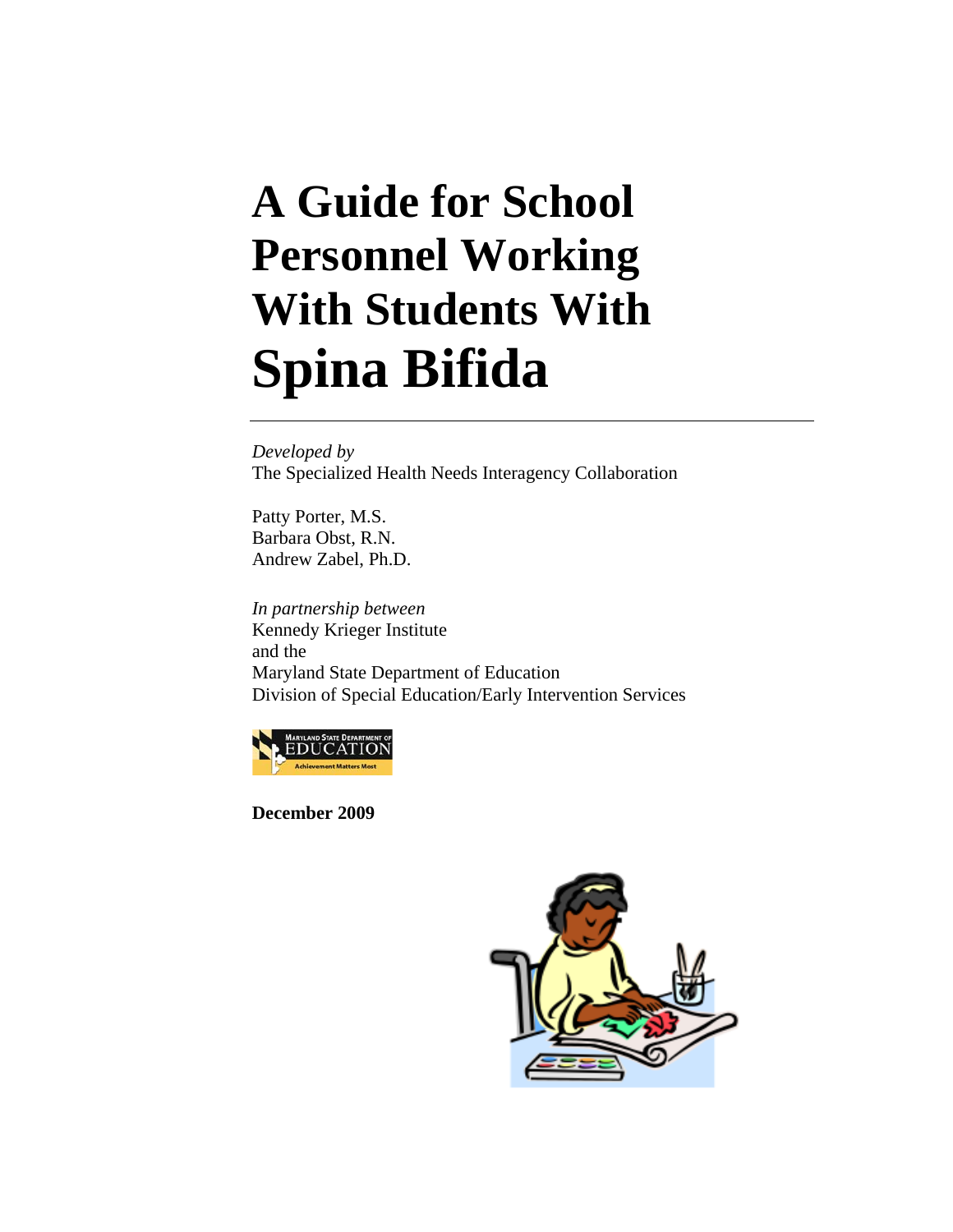# A Guide for School Personnel Working With Students With Spina Bifida

---

*Developed by*
The Specialized Health Needs Interagency Collaboration

Patty Porter, M.S.
Barbara Obst, R.N.
Andrew Zabel, Ph.D.

*In partnership between*
Kennedy Krieger Institute
and the
Maryland State Department of Education
Division of Special Education/Early Intervention Services

**December 2009**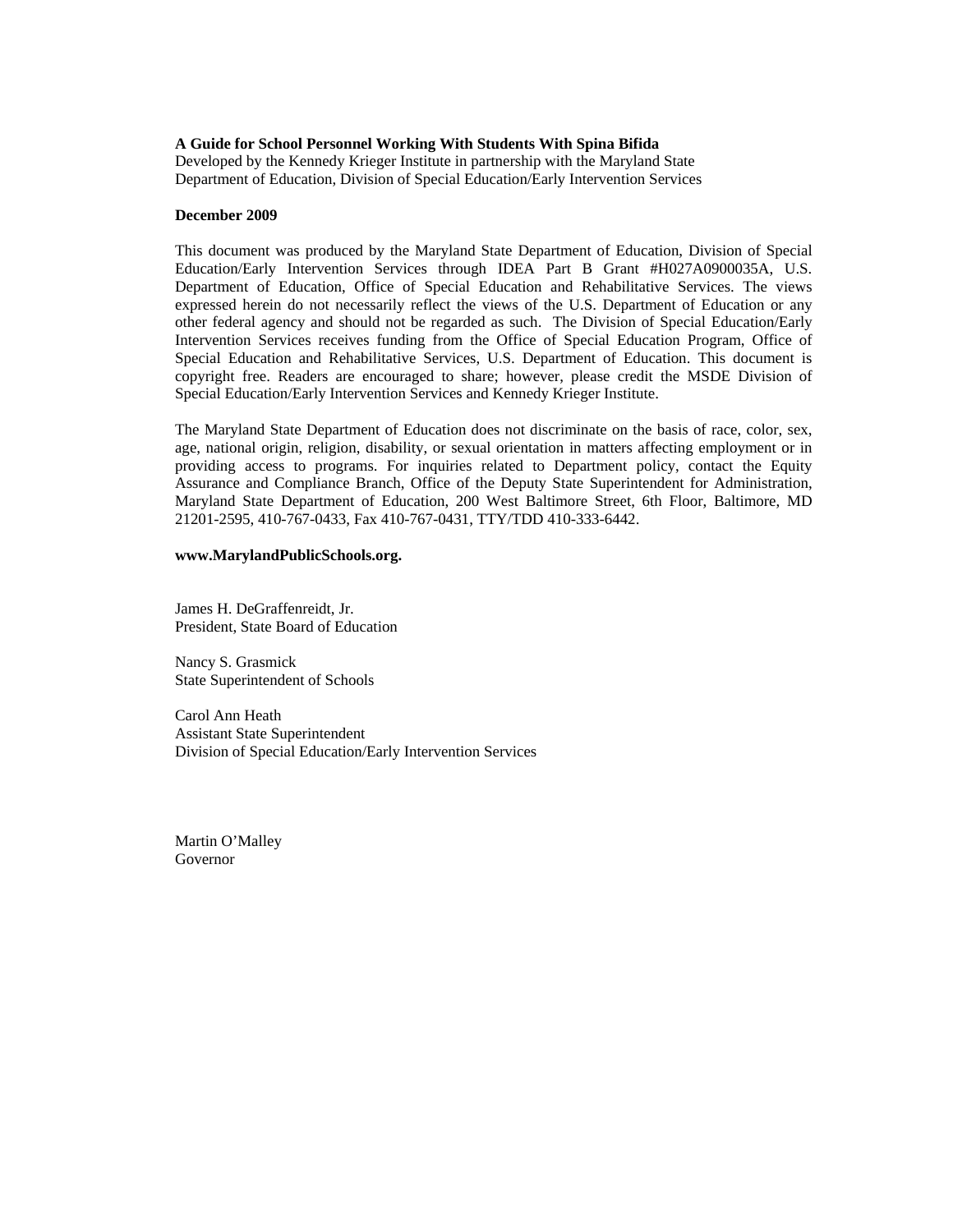**A Guide for School Personnel Working With Students With Spina Bifida**
Developed by the Kennedy Krieger Institute in partnership with the Maryland State Department of Education, Division of Special Education/Early Intervention Services

**December 2009**

This document was produced by the Maryland State Department of Education, Division of Special Education/Early Intervention Services through IDEA Part B Grant #H027A0900035A, U.S. Department of Education, Office of Special Education and Rehabilitative Services. The views expressed herein do not necessarily reflect the views of the U.S. Department of Education or any other federal agency and should not be regarded as such. The Division of Special Education/Early Intervention Services receives funding from the Office of Special Education Program, Office of Special Education and Rehabilitative Services, U.S. Department of Education. This document is copyright free. Readers are encouraged to share; however, please credit the MSDE Division of Special Education/Early Intervention Services and Kennedy Krieger Institute.

The Maryland State Department of Education does not discriminate on the basis of race, color, sex, age, national origin, religion, disability, or sexual orientation in matters affecting employment or in providing access to programs. For inquiries related to Department policy, contact the Equity Assurance and Compliance Branch, Office of the Deputy State Superintendent for Administration, Maryland State Department of Education, 200 West Baltimore Street, 6th Floor, Baltimore, MD 21201-2595, 410-767-0433, Fax 410-767-0431, TTY/TDD 410-333-6442.

**www.MarylandPublicSchools.org.**

James H. DeGraffenreidt, Jr.
President, State Board of Education

Nancy S. Grasmick
State Superintendent of Schools

Carol Ann Heath
Assistant State Superintendent
Division of Special Education/Early Intervention Services

Martin O'Malley
Governor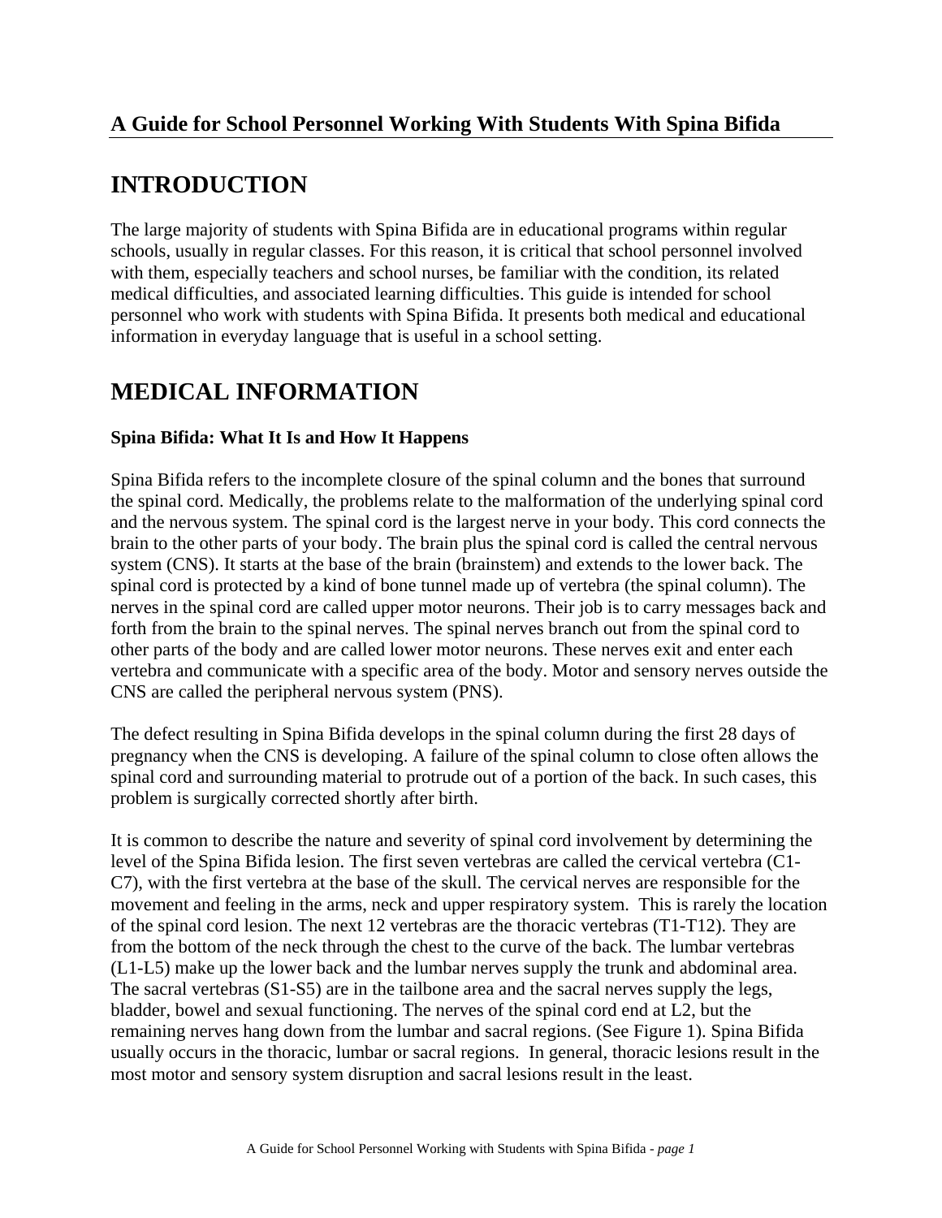## A Guide for School Personnel Working With Students With Spina Bifida

# INTRODUCTION

The large majority of students with Spina Bifida are in educational programs within regular schools, usually in regular classes. For this reason, it is critical that school personnel involved with them, especially teachers and school nurses, be familiar with the condition, its related medical difficulties, and associated learning difficulties. This guide is intended for school personnel who work with students with Spina Bifida. It presents both medical and educational information in everyday language that is useful in a school setting.

# MEDICAL INFORMATION

### Spina Bifida: What It Is and How It Happens

Spina Bifida refers to the incomplete closure of the spinal column and the bones that surround the spinal cord. Medically, the problems relate to the malformation of the underlying spinal cord and the nervous system. The spinal cord is the largest nerve in your body. This cord connects the brain to the other parts of your body. The brain plus the spinal cord is called the central nervous system (CNS). It starts at the base of the brain (brainstem) and extends to the lower back. The spinal cord is protected by a kind of bone tunnel made up of vertebra (the spinal column). The nerves in the spinal cord are called upper motor neurons. Their job is to carry messages back and forth from the brain to the spinal nerves. The spinal nerves branch out from the spinal cord to other parts of the body and are called lower motor neurons. These nerves exit and enter each vertebra and communicate with a specific area of the body. Motor and sensory nerves outside the CNS are called the peripheral nervous system (PNS).

The defect resulting in Spina Bifida develops in the spinal column during the first 28 days of pregnancy when the CNS is developing. A failure of the spinal column to close often allows the spinal cord and surrounding material to protrude out of a portion of the back. In such cases, this problem is surgically corrected shortly after birth.

It is common to describe the nature and severity of spinal cord involvement by determining the level of the Spina Bifida lesion. The first seven vertebras are called the cervical vertebra (C1-C7), with the first vertebra at the base of the skull. The cervical nerves are responsible for the movement and feeling in the arms, neck and upper respiratory system. This is rarely the location of the spinal cord lesion. The next 12 vertebras are the thoracic vertebras (T1-T12). They are from the bottom of the neck through the chest to the curve of the back. The lumbar vertebras (L1-L5) make up the lower back and the lumbar nerves supply the trunk and abdominal area. The sacral vertebras (S1-S5) are in the tailbone area and the sacral nerves supply the legs, bladder, bowel and sexual functioning. The nerves of the spinal cord end at L2, but the remaining nerves hang down from the lumbar and sacral regions. (See Figure 1). Spina Bifida usually occurs in the thoracic, lumbar or sacral regions. In general, thoracic lesions result in the most motor and sensory system disruption and sacral lesions result in the least.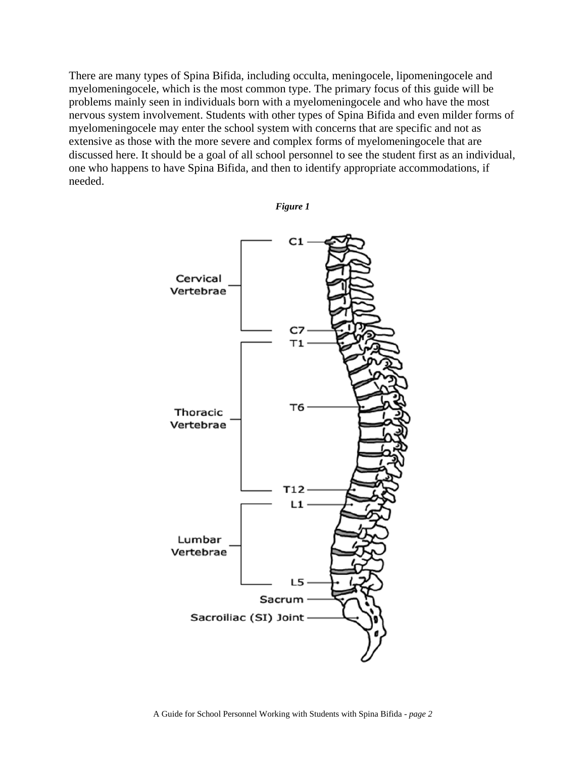There are many types of Spina Bifida, including occulta, meningocele, lipomeningocele and myelomeningocele, which is the most common type. The primary focus of this guide will be problems mainly seen in individuals born with a myelomeningocele and who have the most nervous system involvement. Students with other types of Spina Bifida and even milder forms of myelomeningocele may enter the school system with concerns that are specific and not as extensive as those with the more severe and complex forms of myelomeningocele that are discussed here. It should be a goal of all school personnel to see the student first as an individual, one who happens to have Spina Bifida, and then to identify appropriate accommodations, if needed.

***Figure 1***

Cervical Vertebrae: C1 – C7

Thoracic Vertebrae: T1 – T6 – T12

Lumbar Vertebrae: L1 – L5

Sacrum

Sacroiliac (SI) Joint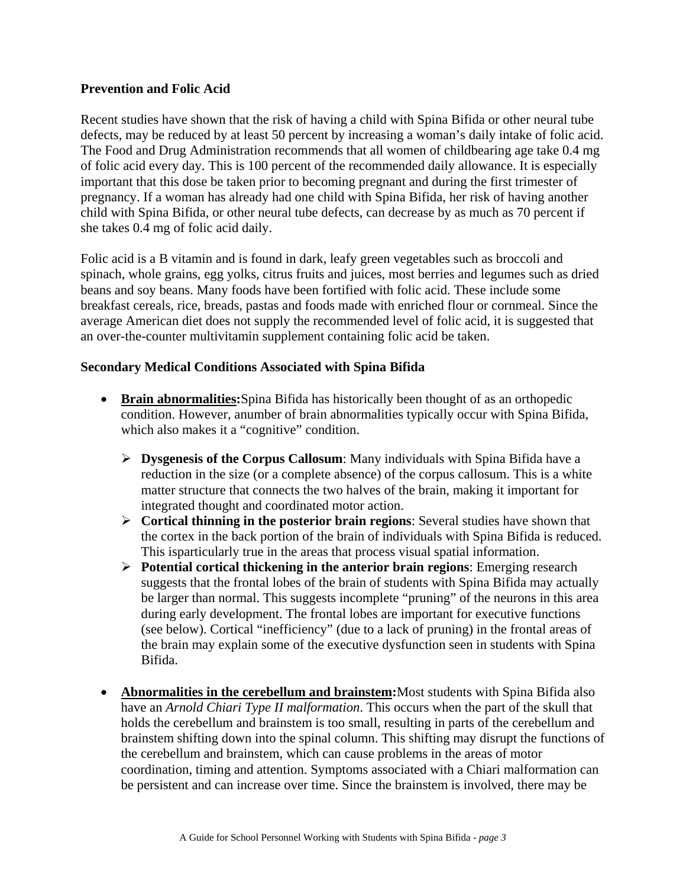**Prevention and Folic Acid**

Recent studies have shown that the risk of having a child with Spina Bifida or other neural tube defects, may be reduced by at least 50 percent by increasing a woman's daily intake of folic acid. The Food and Drug Administration recommends that all women of childbearing age take 0.4 mg of folic acid every day. This is 100 percent of the recommended daily allowance. It is especially important that this dose be taken prior to becoming pregnant and during the first trimester of pregnancy. If a woman has already had one child with Spina Bifida, her risk of having another child with Spina Bifida, or other neural tube defects, can decrease by as much as 70 percent if she takes 0.4 mg of folic acid daily.

Folic acid is a B vitamin and is found in dark, leafy green vegetables such as broccoli and spinach, whole grains, egg yolks, citrus fruits and juices, most berries and legumes such as dried beans and soy beans. Many foods have been fortified with folic acid. These include some breakfast cereals, rice, breads, pastas and foods made with enriched flour or cornmeal. Since the average American diet does not supply the recommended level of folic acid, it is suggested that an over-the-counter multivitamin supplement containing folic acid be taken.

**Secondary Medical Conditions Associated with Spina Bifida**

- **Brain abnormalities:** Spina Bifida has historically been thought of as an orthopedic condition. However, anumber of brain abnormalities typically occur with Spina Bifida, which also makes it a "cognitive" condition.
  - **Dysgenesis of the Corpus Callosum**: Many individuals with Spina Bifida have a reduction in the size (or a complete absence) of the corpus callosum. This is a white matter structure that connects the two halves of the brain, making it important for integrated thought and coordinated motor action.
  - **Cortical thinning in the posterior brain regions**: Several studies have shown that the cortex in the back portion of the brain of individuals with Spina Bifida is reduced. This isparticularly true in the areas that process visual spatial information.
  - **Potential cortical thickening in the anterior brain regions**: Emerging research suggests that the frontal lobes of the brain of students with Spina Bifida may actually be larger than normal. This suggests incomplete "pruning" of the neurons in this area during early development. The frontal lobes are important for executive functions (see below). Cortical "inefficiency" (due to a lack of pruning) in the frontal areas of the brain may explain some of the executive dysfunction seen in students with Spina Bifida.

- **Abnormalities in the cerebellum and brainstem:** Most students with Spina Bifida also have an *Arnold Chiari Type II malformation*. This occurs when the part of the skull that holds the cerebellum and brainstem is too small, resulting in parts of the cerebellum and brainstem shifting down into the spinal column. This shifting may disrupt the functions of the cerebellum and brainstem, which can cause problems in the areas of motor coordination, timing and attention. Symptoms associated with a Chiari malformation can be persistent and can increase over time. Since the brainstem is involved, there may be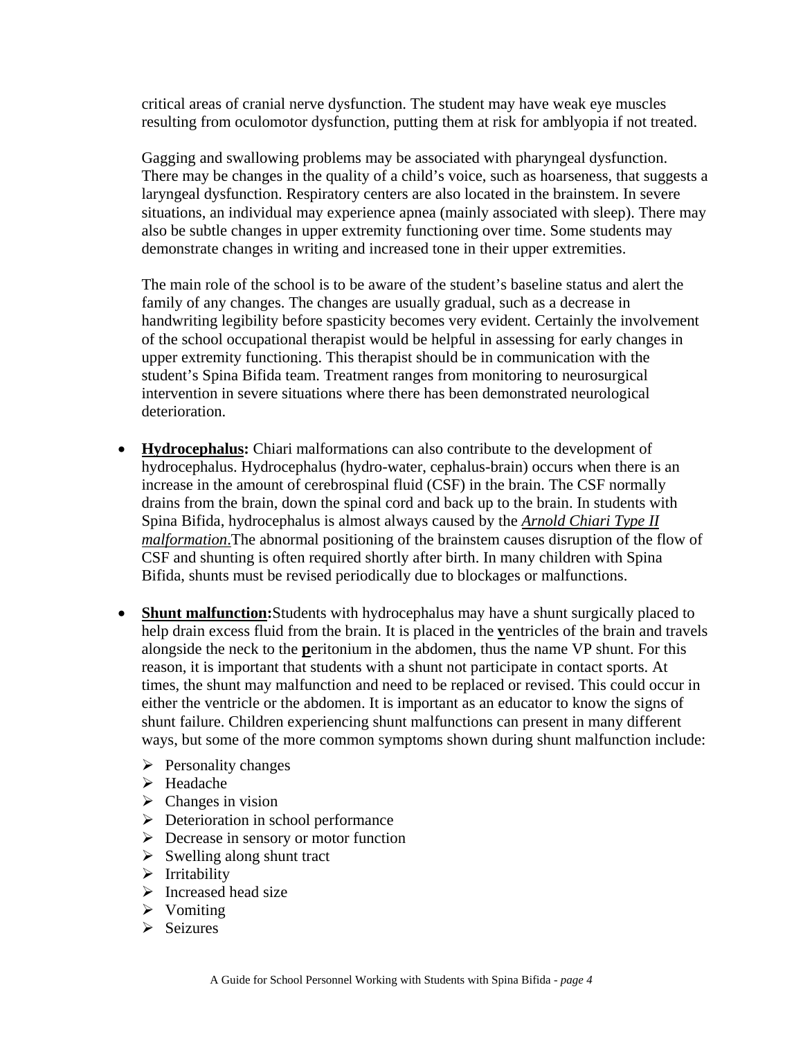critical areas of cranial nerve dysfunction. The student may have weak eye muscles resulting from oculomotor dysfunction, putting them at risk for amblyopia if not treated.

Gagging and swallowing problems may be associated with pharyngeal dysfunction. There may be changes in the quality of a child's voice, such as hoarseness, that suggests a laryngeal dysfunction. Respiratory centers are also located in the brainstem. In severe situations, an individual may experience apnea (mainly associated with sleep). There may also be subtle changes in upper extremity functioning over time. Some students may demonstrate changes in writing and increased tone in their upper extremities.

The main role of the school is to be aware of the student's baseline status and alert the family of any changes. The changes are usually gradual, such as a decrease in handwriting legibility before spasticity becomes very evident. Certainly the involvement of the school occupational therapist would be helpful in assessing for early changes in upper extremity functioning. This therapist should be in communication with the student's Spina Bifida team. Treatment ranges from monitoring to neurosurgical intervention in severe situations where there has been demonstrated neurological deterioration.

- **Hydrocephalus:** Chiari malformations can also contribute to the development of hydrocephalus. Hydrocephalus (hydro-water, cephalus-brain) occurs when there is an increase in the amount of cerebrospinal fluid (CSF) in the brain. The CSF normally drains from the brain, down the spinal cord and back up to the brain. In students with Spina Bifida, hydrocephalus is almost always caused by the *Arnold Chiari Type II malformation*.The abnormal positioning of the brainstem causes disruption of the flow of CSF and shunting is often required shortly after birth. In many children with Spina Bifida, shunts must be revised periodically due to blockages or malfunctions.

- **Shunt malfunction:**Students with hydrocephalus may have a shunt surgically placed to help drain excess fluid from the brain. It is placed in the **v**entricles of the brain and travels alongside the neck to the **p**eritonium in the abdomen, thus the name VP shunt. For this reason, it is important that students with a shunt not participate in contact sports. At times, the shunt may malfunction and need to be replaced or revised. This could occur in either the ventricle or the abdomen. It is important as an educator to know the signs of shunt failure. Children experiencing shunt malfunctions can present in many different ways, but some of the more common symptoms shown during shunt malfunction include:
  - Personality changes
  - Headache
  - Changes in vision
  - Deterioration in school performance
  - Decrease in sensory or motor function
  - Swelling along shunt tract
  - Irritability
  - Increased head size
  - Vomiting
  - Seizures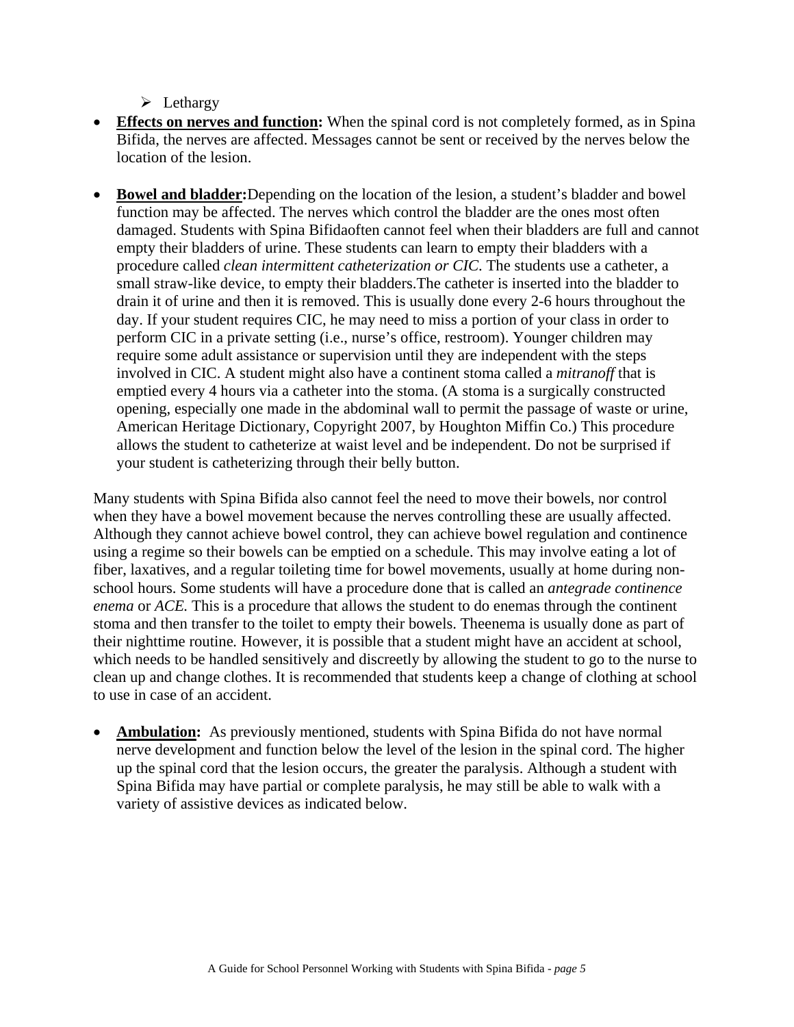- Lethargy

- **Effects on nerves and function:** When the spinal cord is not completely formed, as in Spina Bifida, the nerves are affected. Messages cannot be sent or received by the nerves below the location of the lesion.

- **Bowel and bladder:** Depending on the location of the lesion, a student's bladder and bowel function may be affected. The nerves which control the bladder are the ones most often damaged. Students with Spina Bifidaoften cannot feel when their bladders are full and cannot empty their bladders of urine. These students can learn to empty their bladders with a procedure called *clean intermittent catheterization or CIC.* The students use a catheter, a small straw-like device, to empty their bladders.The catheter is inserted into the bladder to drain it of urine and then it is removed. This is usually done every 2-6 hours throughout the day. If your student requires CIC, he may need to miss a portion of your class in order to perform CIC in a private setting (i.e., nurse's office, restroom). Younger children may require some adult assistance or supervision until they are independent with the steps involved in CIC. A student might also have a continent stoma called a *mitranoff* that is emptied every 4 hours via a catheter into the stoma. (A stoma is a surgically constructed opening, especially one made in the abdominal wall to permit the passage of waste or urine, American Heritage Dictionary, Copyright 2007, by Houghton Miffin Co.) This procedure allows the student to catheterize at waist level and be independent. Do not be surprised if your student is catheterizing through their belly button.

Many students with Spina Bifida also cannot feel the need to move their bowels, nor control when they have a bowel movement because the nerves controlling these are usually affected. Although they cannot achieve bowel control, they can achieve bowel regulation and continence using a regime so their bowels can be emptied on a schedule. This may involve eating a lot of fiber, laxatives, and a regular toileting time for bowel movements, usually at home during non-school hours. Some students will have a procedure done that is called an *antegrade continence enema* or *ACE.* This is a procedure that allows the student to do enemas through the continent stoma and then transfer to the toilet to empty their bowels. Theenema is usually done as part of their nighttime routine. However, it is possible that a student might have an accident at school, which needs to be handled sensitively and discreetly by allowing the student to go to the nurse to clean up and change clothes. It is recommended that students keep a change of clothing at school to use in case of an accident.

- **Ambulation:** As previously mentioned, students with Spina Bifida do not have normal nerve development and function below the level of the lesion in the spinal cord. The higher up the spinal cord that the lesion occurs, the greater the paralysis. Although a student with Spina Bifida may have partial or complete paralysis, he may still be able to walk with a variety of assistive devices as indicated below.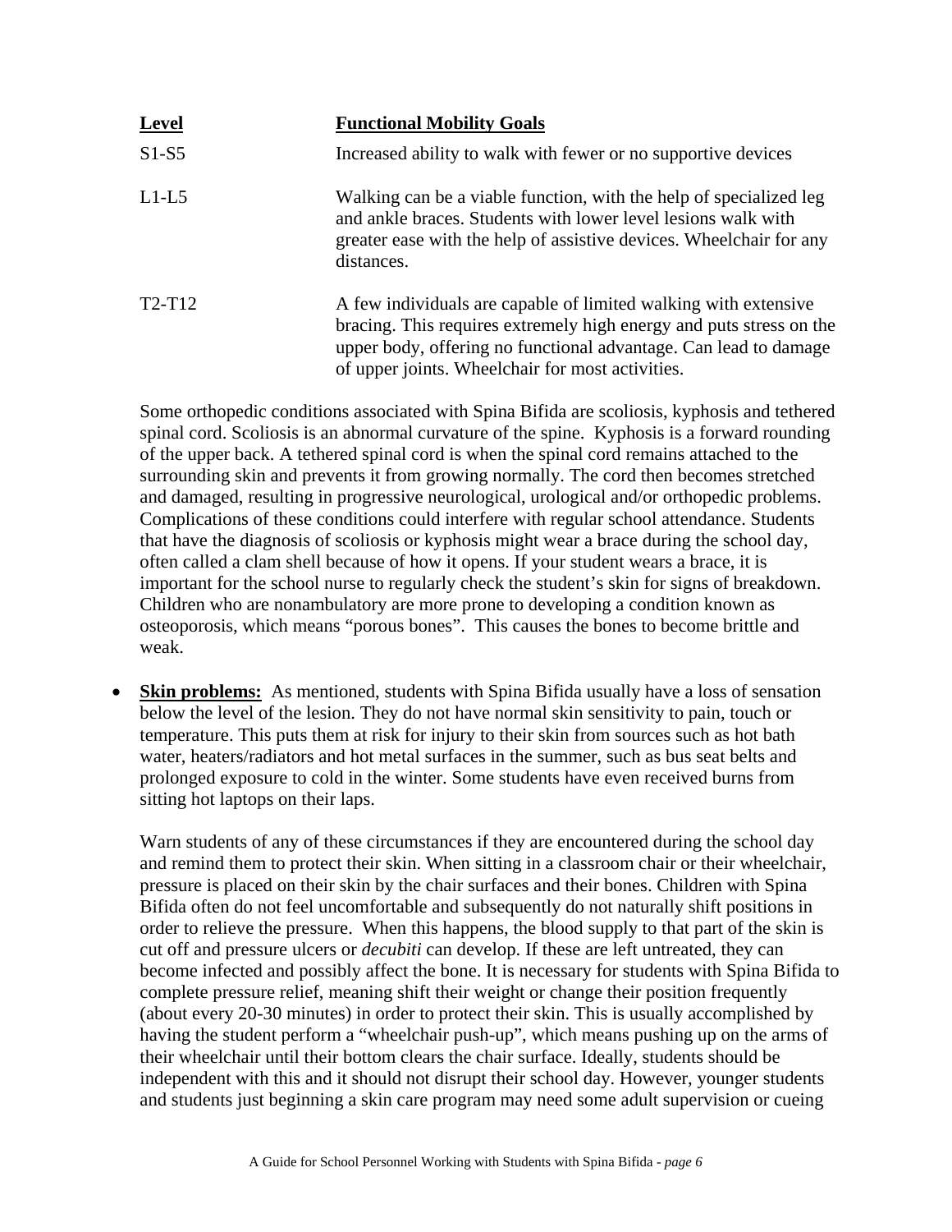| **Level** | **Functional Mobility Goals** |
|---|---|
| S1-S5 | Increased ability to walk with fewer or no supportive devices |
| L1-L5 | Walking can be a viable function, with the help of specialized leg and ankle braces. Students with lower level lesions walk with greater ease with the help of assistive devices. Wheelchair for any distances. |
| T2-T12 | A few individuals are capable of limited walking with extensive bracing. This requires extremely high energy and puts stress on the upper body, offering no functional advantage. Can lead to damage of upper joints. Wheelchair for most activities. |

Some orthopedic conditions associated with Spina Bifida are scoliosis, kyphosis and tethered spinal cord. Scoliosis is an abnormal curvature of the spine. Kyphosis is a forward rounding of the upper back. A tethered spinal cord is when the spinal cord remains attached to the surrounding skin and prevents it from growing normally. The cord then becomes stretched and damaged, resulting in progressive neurological, urological and/or orthopedic problems. Complications of these conditions could interfere with regular school attendance. Students that have the diagnosis of scoliosis or kyphosis might wear a brace during the school day, often called a clam shell because of how it opens. If your student wears a brace, it is important for the school nurse to regularly check the student's skin for signs of breakdown. Children who are nonambulatory are more prone to developing a condition known as osteoporosis, which means "porous bones". This causes the bones to become brittle and weak.

- **Skin problems:** As mentioned, students with Spina Bifida usually have a loss of sensation below the level of the lesion. They do not have normal skin sensitivity to pain, touch or temperature. This puts them at risk for injury to their skin from sources such as hot bath water, heaters/radiators and hot metal surfaces in the summer, such as bus seat belts and prolonged exposure to cold in the winter. Some students have even received burns from sitting hot laptops on their laps.

  Warn students of any of these circumstances if they are encountered during the school day and remind them to protect their skin. When sitting in a classroom chair or their wheelchair, pressure is placed on their skin by the chair surfaces and their bones. Children with Spina Bifida often do not feel uncomfortable and subsequently do not naturally shift positions in order to relieve the pressure. When this happens, the blood supply to that part of the skin is cut off and pressure ulcers or *decubiti* can develop. If these are left untreated, they can become infected and possibly affect the bone. It is necessary for students with Spina Bifida to complete pressure relief, meaning shift their weight or change their position frequently (about every 20-30 minutes) in order to protect their skin. This is usually accomplished by having the student perform a "wheelchair push-up", which means pushing up on the arms of their wheelchair until their bottom clears the chair surface. Ideally, students should be independent with this and it should not disrupt their school day. However, younger students and students just beginning a skin care program may need some adult supervision or cueing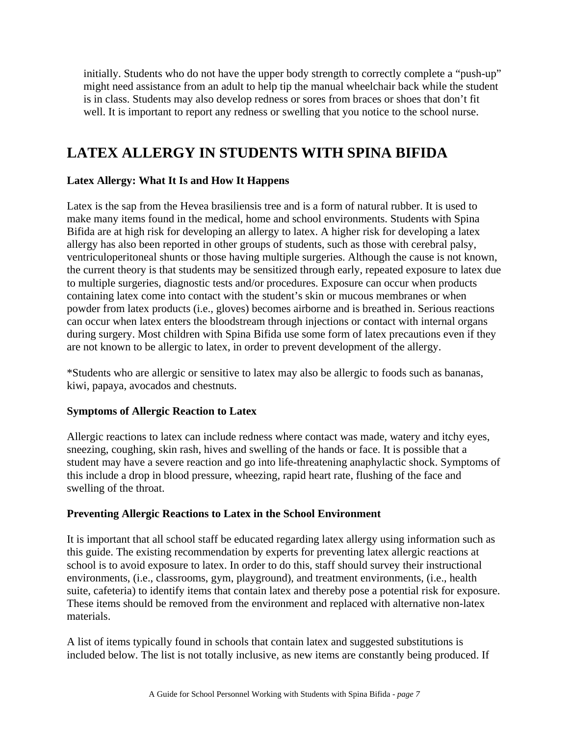initially. Students who do not have the upper body strength to correctly complete a "push-up" might need assistance from an adult to help tip the manual wheelchair back while the student is in class. Students may also develop redness or sores from braces or shoes that don't fit well. It is important to report any redness or swelling that you notice to the school nurse.

## LATEX ALLERGY IN STUDENTS WITH SPINA BIFIDA

### Latex Allergy: What It Is and How It Happens

Latex is the sap from the Hevea brasiliensis tree and is a form of natural rubber. It is used to make many items found in the medical, home and school environments. Students with Spina Bifida are at high risk for developing an allergy to latex. A higher risk for developing a latex allergy has also been reported in other groups of students, such as those with cerebral palsy, ventriculoperitoneal shunts or those having multiple surgeries. Although the cause is not known, the current theory is that students may be sensitized through early, repeated exposure to latex due to multiple surgeries, diagnostic tests and/or procedures. Exposure can occur when products containing latex come into contact with the student's skin or mucous membranes or when powder from latex products (i.e., gloves) becomes airborne and is breathed in. Serious reactions can occur when latex enters the bloodstream through injections or contact with internal organs during surgery. Most children with Spina Bifida use some form of latex precautions even if they are not known to be allergic to latex, in order to prevent development of the allergy.

*Students who are allergic or sensitive to latex may also be allergic to foods such as bananas, kiwi, papaya, avocados and chestnuts.

### Symptoms of Allergic Reaction to Latex

Allergic reactions to latex can include redness where contact was made, watery and itchy eyes, sneezing, coughing, skin rash, hives and swelling of the hands or face. It is possible that a student may have a severe reaction and go into life-threatening anaphylactic shock. Symptoms of this include a drop in blood pressure, wheezing, rapid heart rate, flushing of the face and swelling of the throat.

### Preventing Allergic Reactions to Latex in the School Environment

It is important that all school staff be educated regarding latex allergy using information such as this guide. The existing recommendation by experts for preventing latex allergic reactions at school is to avoid exposure to latex. In order to do this, staff should survey their instructional environments, (i.e., classrooms, gym, playground), and treatment environments, (i.e., health suite, cafeteria) to identify items that contain latex and thereby pose a potential risk for exposure. These items should be removed from the environment and replaced with alternative non-latex materials.

A list of items typically found in schools that contain latex and suggested substitutions is included below. The list is not totally inclusive, as new items are constantly being produced. If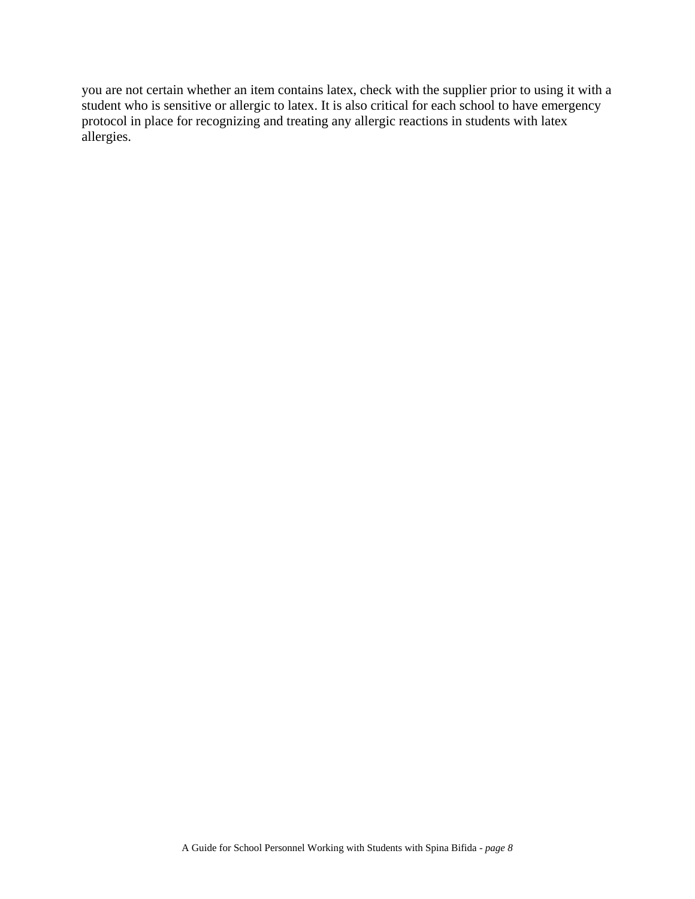you are not certain whether an item contains latex, check with the supplier prior to using it with a student who is sensitive or allergic to latex. It is also critical for each school to have emergency protocol in place for recognizing and treating any allergic reactions in students with latex allergies.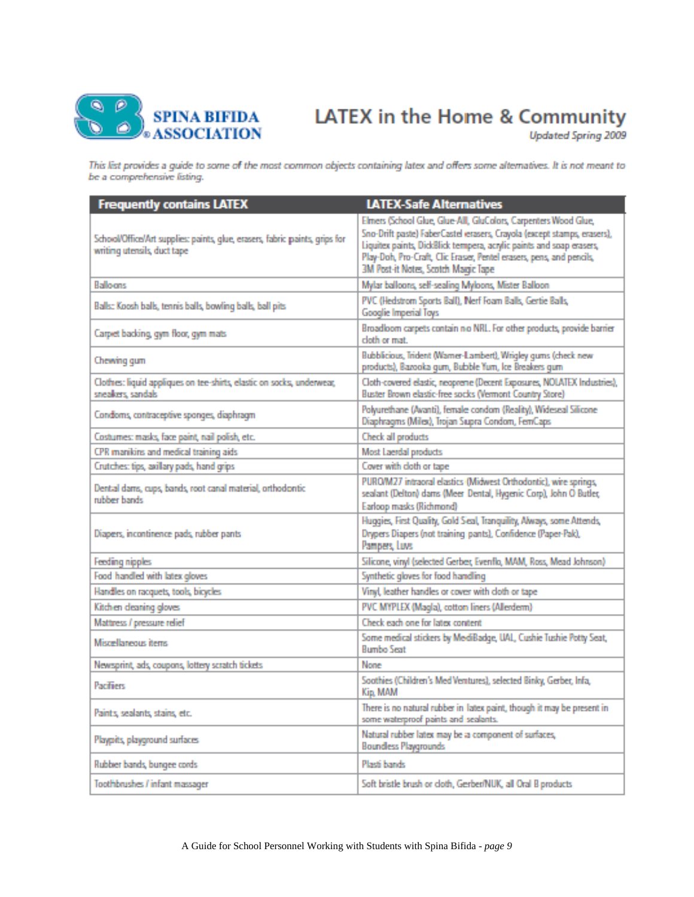**SPINA BIFIDA ASSOCIATION**

# LATEX in the Home & Community

*Updated Spring 2009*

*This list provides a guide to some of the most common objects containing latex and offers some alternatives. It is not meant to be a comprehensive listing.*

| Frequently contains LATEX | LATEX-Safe Alternatives |
|---|---|
| School/Office/Art supplies: paints, glue, erasers, fabric paints, grips for writing utensils, duct tape | Elmers (School Glue, Glue-All, GluColors, Carpenters Wood Glue, Sno-Drift paste) FaberCastel erasers, Crayola (except stamps, erasers), Liquitex paints, DickBlick tempera, acrylic paints and soap erasers, Play-Doh, Pro-Craft, Clic Eraser, Pentel erasers, pens, and pencils, 3M Post-it Notes, Scotch Magic Tape |
| Balloons | Mylar balloons, self-sealing Myloons, Mister Balloon |
| Balls: Koosh balls, tennis balls, bowling balls, ball pits | PVC (Hedstrom Sports Ball), Nerf Foam Balls, Gertie Balls, Google Imperial Toys |
| Carpet backing, gym floor, gym mats | Broadloom carpets contain no NRL. For other products, provide barrier cloth or mat. |
| Chewing gum | Bubblicious, Trident (Warner-Lambert), Wrigley gums (check new products), Bazooka gum, Bubble Yum, Ice Breakers gum |
| Clothes: liquid appliques on tee-shirts, elastic on socks, underwear, sneakers, sandals | Cloth-covered elastic, neoprene (Decent Exposures, NOLATEX Industries), Buster Brown elastic-free socks (Vermont Country Store) |
| Condoms, contraceptive sponges, diaphragm | Polyurethane (Avanti), female condom (Reality), Wideseal Silicone Diaphragms (Milex), Trojan Supra Condom, FemCaps |
| Costumes: masks, face paint, nail polish, etc. | Check all products |
| CPR manikins and medical training aids | Most Laerdal products |
| Crutches: tips, axillary pads, hand grips | Cover with cloth or tape |
| Dental dams, cups, bands, root canal material, orthodontic rubber bands | PURO/M27 intraoral elastics (Midwest Orthodontic), wire springs, sealant (Delton) dams (Meer Dental, Hygenic Corp), John O Butler, Earloop masks (Richmond) |
| Diapers, incontinence pads, rubber pants | Huggies, First Quality, Gold Seal, Tranquility, Always, some Attends, Drypers Diapers (not training pants), Confidence (Paper-Pak), Pampers, Luvs |
| Feeding nipples | Silicone, vinyl (selected Gerber, Evenflo, MAM, Ross, Mead Johnson) |
| Food handled with latex gloves | Synthetic gloves for food handling |
| Handles on racquets, tools, bicycles | Vinyl, leather handles or cover with cloth or tape |
| Kitchen cleaning gloves | PVC MYPLEX (Magla), cotton liners (Allerderm) |
| Mattress / pressure relief | Check each one for latex content |
| Miscellaneous items | Some medical stickers by MediBadge, UAL, Cushie Tushie Potty Seat, Bumbo Seat |
| Newsprint, ads, coupons, lottery scratch tickets | None |
| Pacifiers | Soothies (Children's MedVentures), selected Binky, Gerber, Infa, Kip, MAM |
| Paints, sealants, stains, etc. | There is no natural rubber in latex paint, though it may be present in some waterproof paints and sealants. |
| Playpits, playground surfaces | Natural rubber latex may be a component of surfaces, Boundless Playgrounds |
| Rubber bands, bungee cords | Plasti bands |
| Toothbrushes / infant massager | Soft bristle brush or cloth, Gerber/NUK, all Oral B products |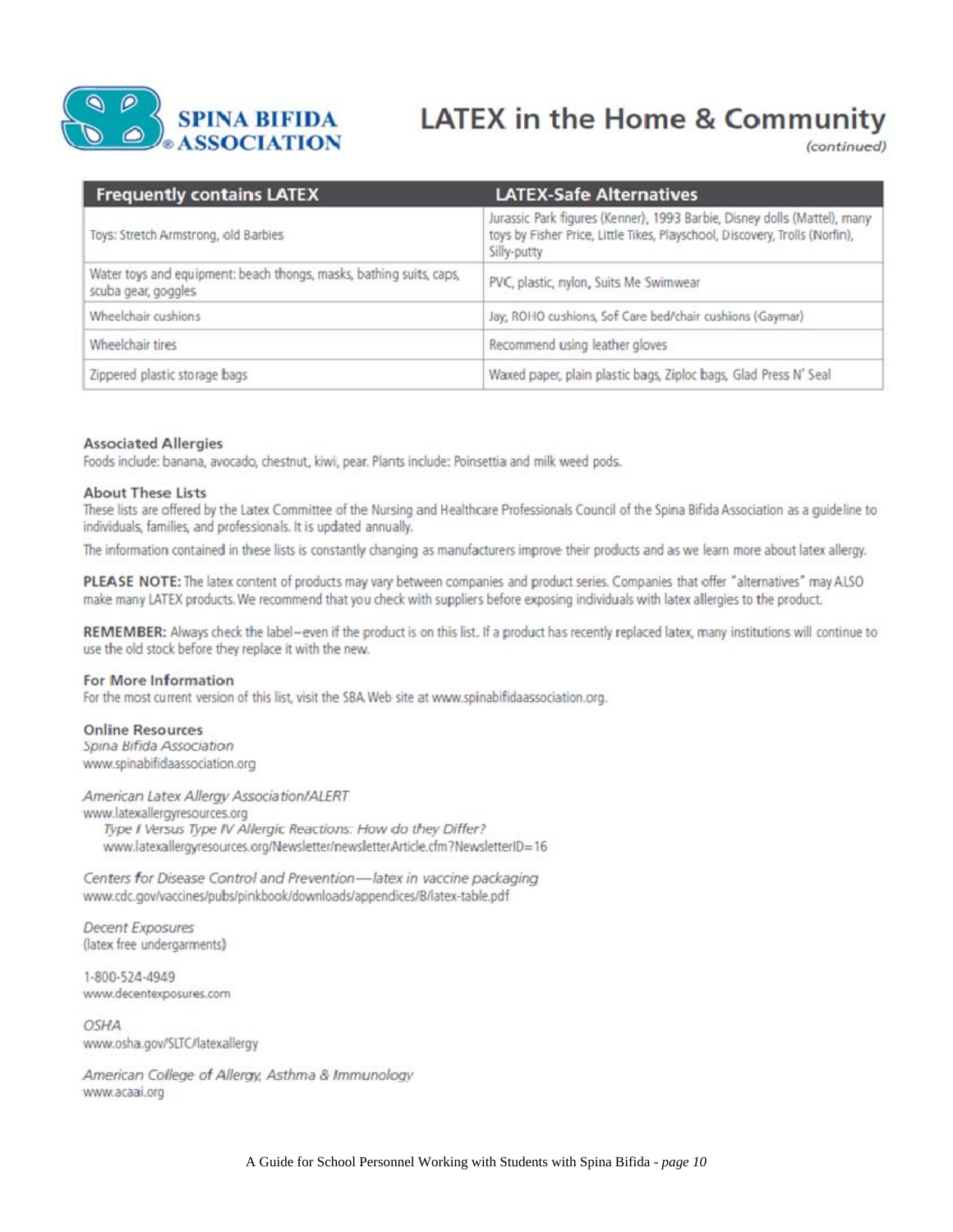# LATEX in the Home & Community

*(continued)*

| Frequently contains LATEX | LATEX-Safe Alternatives |
| --- | --- |
| Toys: Stretch Armstrong, old Barbies | Jurassic Park figures (Kenner), 1993 Barbie, Disney dolls (Mattel), many toys by Fisher Price, Little Tikes, Playschool, Discovery, Trolls (Norfin), Silly-putty |
| Water toys and equipment: beach thongs, masks, bathing suits, caps, scuba gear, goggles | PVC, plastic, nylon, Suits Me Swimwear |
| Wheelchair cushions | Jay, ROHO cushions, Sof Care bed/chair cushions (Gaymar) |
| Wheelchair tires | Recommend using leather gloves |
| Zippered plastic storage bags | Waxed paper, plain plastic bags, Ziploc bags, Glad Press N' Seal |

### Associated Allergies

Foods include: banana, avocado, chestnut, kiwi, pear. Plants include: Poinsettia and milk weed pods.

### About These Lists

These lists are offered by the Latex Committee of the Nursing and Healthcare Professionals Council of the Spina Bifida Association as a guideline to individuals, families, and professionals. It is updated annually.

The information contained in these lists is constantly changing as manufacturers improve their products and as we learn more about latex allergy.

**PLEASE NOTE:** The latex content of products may vary between companies and product series. Companies that offer "alternatives" may ALSO make many LATEX products. We recommend that you check with suppliers before exposing individuals with latex allergies to the product.

**REMEMBER:** Always check the label–even if the product is on this list. If a product has recently replaced latex, many institutions will continue to use the old stock before they replace it with the new.

### For More Information

For the most current version of this list, visit the SBA Web site at www.spinabifidaassociation.org.

### Online Resources

*Spina Bifida Association*
www.spinabifidaassociation.org

*American Latex Allergy Association/ALERT*
www.latexallergyresources.org

*Type I Versus Type IV Allergic Reactions: How do they Differ?*
www.latexallergyresources.org/Newsletter/newsletterArticle.cfm?NewsletterID=16

*Centers for Disease Control and Prevention—latex in vaccine packaging*
www.cdc.gov/vaccines/pubs/pinkbook/downloads/appendices/B/latex-table.pdf

*Decent Exposures*
(latex free undergarments)

1-800-524-4949
www.decentexposures.com

*OSHA*
www.osha.gov/SLTC/latexallergy

*American College of Allergy, Asthma & Immunology*
www.acaai.org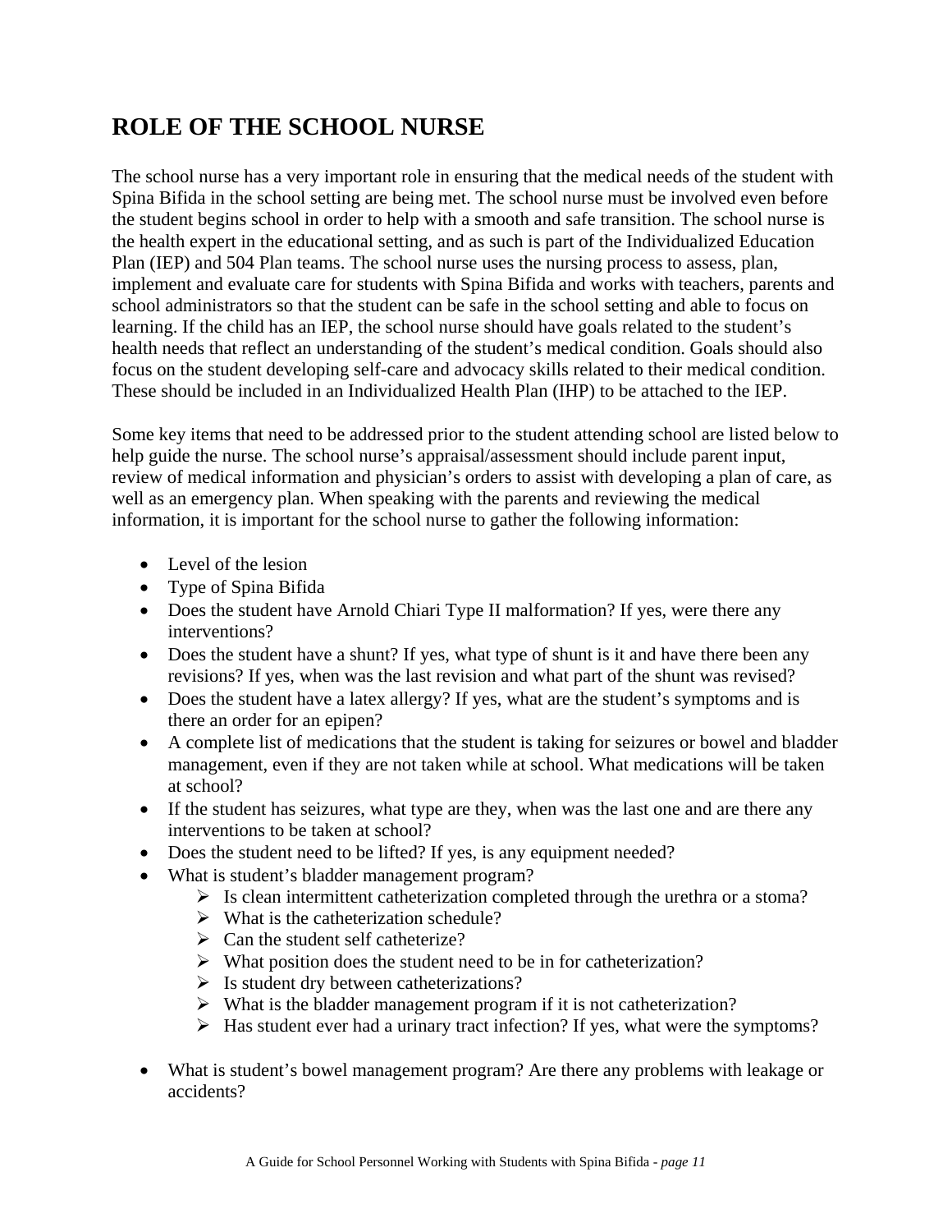## ROLE OF THE SCHOOL NURSE

The school nurse has a very important role in ensuring that the medical needs of the student with Spina Bifida in the school setting are being met. The school nurse must be involved even before the student begins school in order to help with a smooth and safe transition. The school nurse is the health expert in the educational setting, and as such is part of the Individualized Education Plan (IEP) and 504 Plan teams. The school nurse uses the nursing process to assess, plan, implement and evaluate care for students with Spina Bifida and works with teachers, parents and school administrators so that the student can be safe in the school setting and able to focus on learning. If the child has an IEP, the school nurse should have goals related to the student's health needs that reflect an understanding of the student's medical condition. Goals should also focus on the student developing self-care and advocacy skills related to their medical condition. These should be included in an Individualized Health Plan (IHP) to be attached to the IEP.

Some key items that need to be addressed prior to the student attending school are listed below to help guide the nurse. The school nurse's appraisal/assessment should include parent input, review of medical information and physician's orders to assist with developing a plan of care, as well as an emergency plan. When speaking with the parents and reviewing the medical information, it is important for the school nurse to gather the following information:

- Level of the lesion
- Type of Spina Bifida
- Does the student have Arnold Chiari Type II malformation? If yes, were there any interventions?
- Does the student have a shunt? If yes, what type of shunt is it and have there been any revisions? If yes, when was the last revision and what part of the shunt was revised?
- Does the student have a latex allergy? If yes, what are the student's symptoms and is there an order for an epipen?
- A complete list of medications that the student is taking for seizures or bowel and bladder management, even if they are not taken while at school. What medications will be taken at school?
- If the student has seizures, what type are they, when was the last one and are there any interventions to be taken at school?
- Does the student need to be lifted? If yes, is any equipment needed?
- What is student's bladder management program?
  - Is clean intermittent catheterization completed through the urethra or a stoma?
  - What is the catheterization schedule?
  - Can the student self catheterize?
  - What position does the student need to be in for catheterization?
  - Is student dry between catheterizations?
  - What is the bladder management program if it is not catheterization?
  - Has student ever had a urinary tract infection? If yes, what were the symptoms?

- What is student's bowel management program? Are there any problems with leakage or accidents?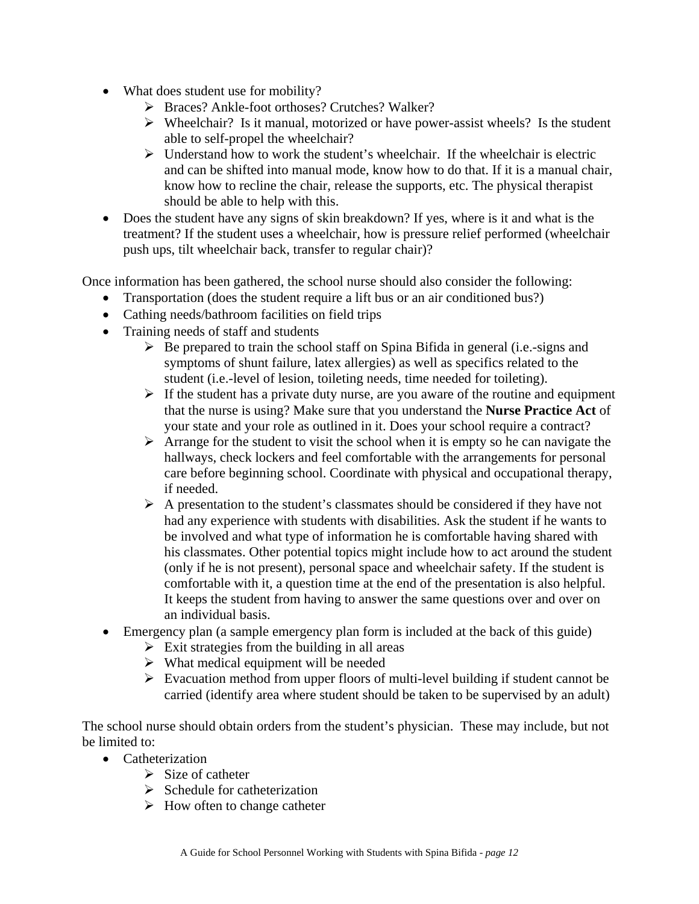- What does student use for mobility?
    - Braces? Ankle-foot orthoses? Crutches? Walker?
    - Wheelchair? Is it manual, motorized or have power-assist wheels? Is the student able to self-propel the wheelchair?
    - Understand how to work the student's wheelchair. If the wheelchair is electric and can be shifted into manual mode, know how to do that. If it is a manual chair, know how to recline the chair, release the supports, etc. The physical therapist should be able to help with this.
- Does the student have any signs of skin breakdown? If yes, where is it and what is the treatment? If the student uses a wheelchair, how is pressure relief performed (wheelchair push ups, tilt wheelchair back, transfer to regular chair)?

Once information has been gathered, the school nurse should also consider the following:

- Transportation (does the student require a lift bus or an air conditioned bus?)
- Cathing needs/bathroom facilities on field trips
- Training needs of staff and students
    - Be prepared to train the school staff on Spina Bifida in general (i.e.-signs and symptoms of shunt failure, latex allergies) as well as specifics related to the student (i.e.-level of lesion, toileting needs, time needed for toileting).
    - If the student has a private duty nurse, are you aware of the routine and equipment that the nurse is using? Make sure that you understand the **Nurse Practice Act** of your state and your role as outlined in it. Does your school require a contract?
    - Arrange for the student to visit the school when it is empty so he can navigate the hallways, check lockers and feel comfortable with the arrangements for personal care before beginning school. Coordinate with physical and occupational therapy, if needed.
    - A presentation to the student's classmates should be considered if they have not had any experience with students with disabilities. Ask the student if he wants to be involved and what type of information he is comfortable having shared with his classmates. Other potential topics might include how to act around the student (only if he is not present), personal space and wheelchair safety. If the student is comfortable with it, a question time at the end of the presentation is also helpful. It keeps the student from having to answer the same questions over and over on an individual basis.
- Emergency plan (a sample emergency plan form is included at the back of this guide)
    - Exit strategies from the building in all areas
    - What medical equipment will be needed
    - Evacuation method from upper floors of multi-level building if student cannot be carried (identify area where student should be taken to be supervised by an adult)

The school nurse should obtain orders from the student's physician. These may include, but not be limited to:

- Catheterization
    - Size of catheter
    - Schedule for catheterization
    - How often to change catheter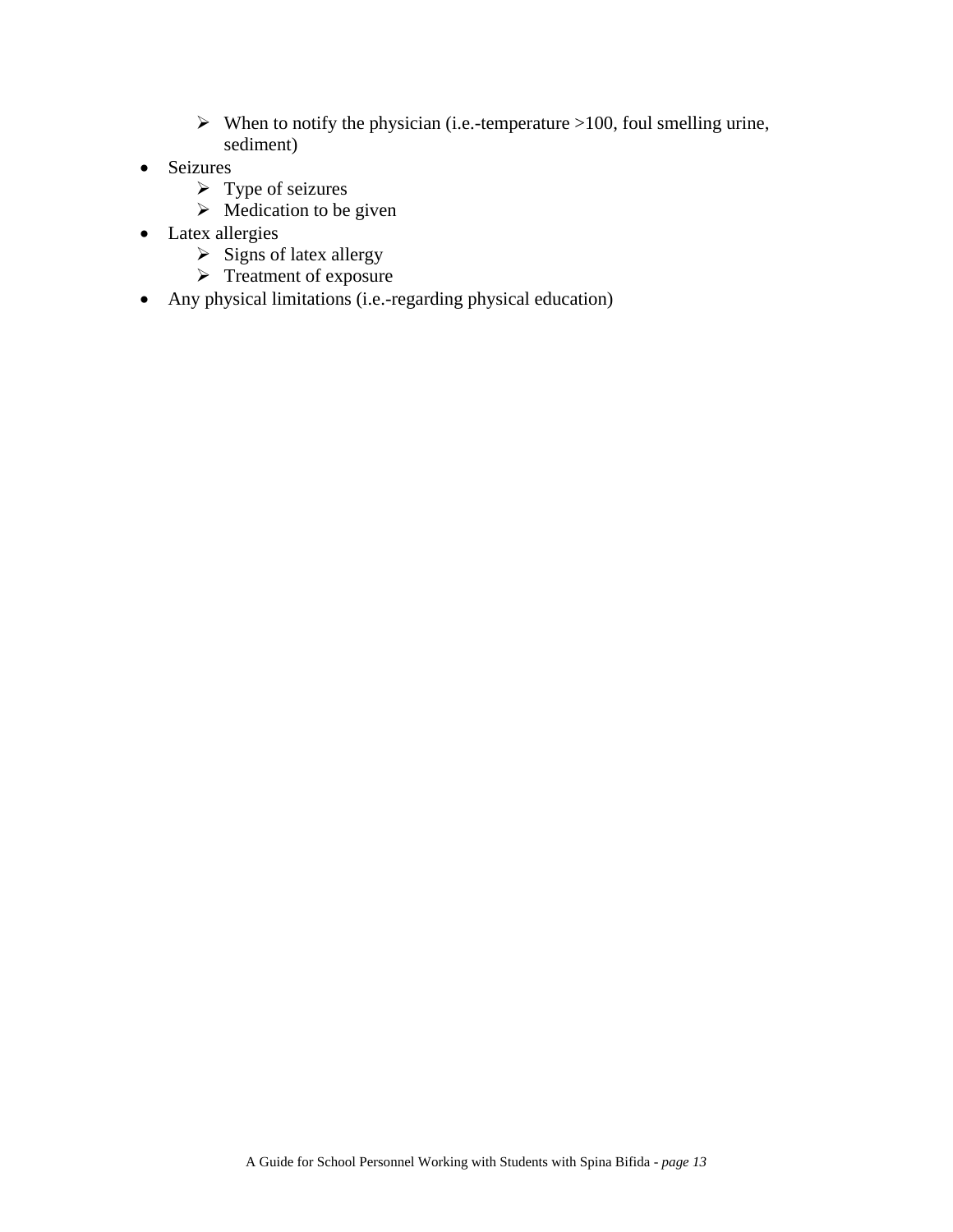- When to notify the physician (i.e.-temperature >100, foul smelling urine, sediment)
- Seizures
  - Type of seizures
  - Medication to be given
- Latex allergies
  - Signs of latex allergy
  - Treatment of exposure
- Any physical limitations (i.e.-regarding physical education)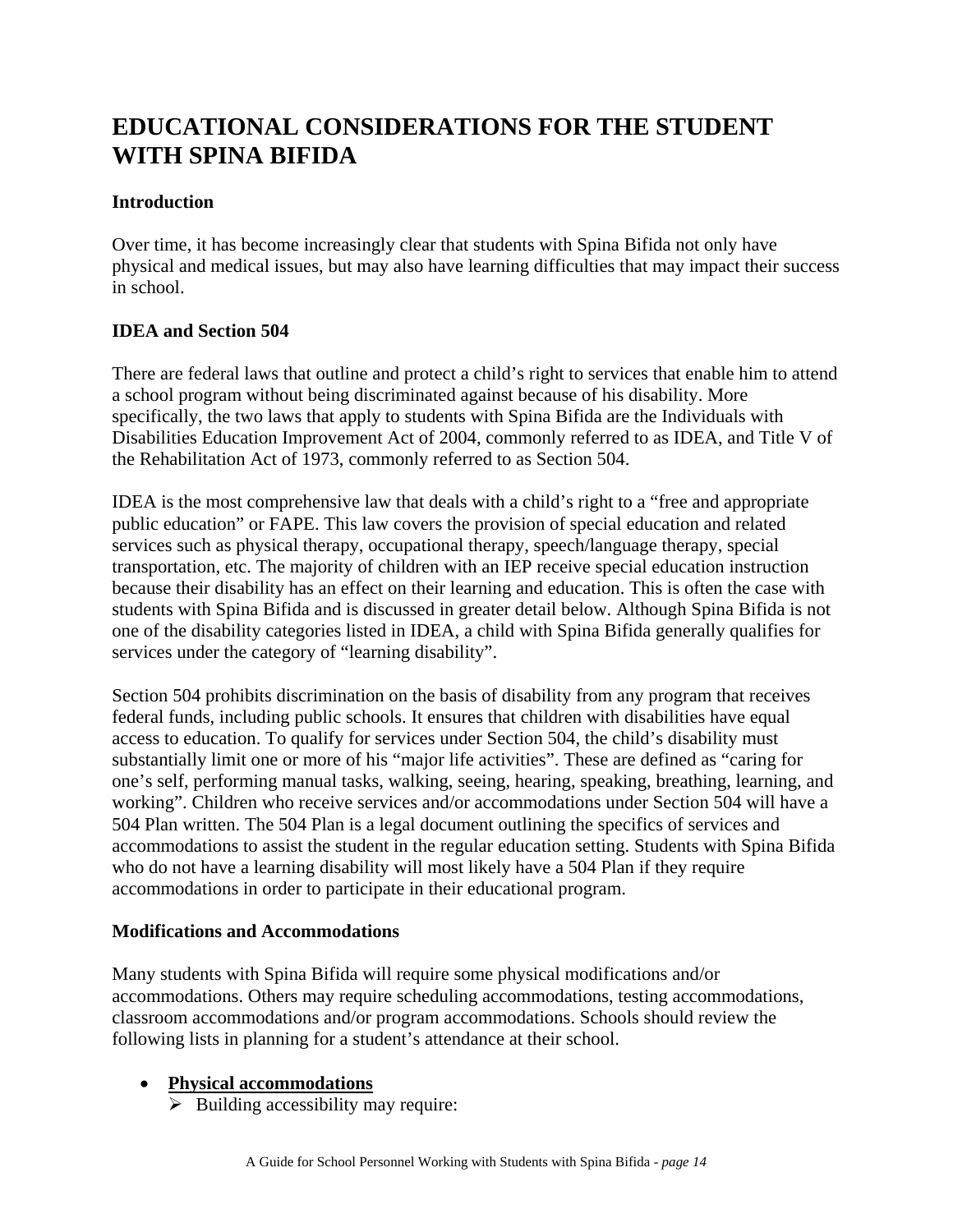# EDUCATIONAL CONSIDERATIONS FOR THE STUDENT WITH SPINA BIFIDA

### Introduction

Over time, it has become increasingly clear that students with Spina Bifida not only have physical and medical issues, but may also have learning difficulties that may impact their success in school.

### IDEA and Section 504

There are federal laws that outline and protect a child's right to services that enable him to attend a school program without being discriminated against because of his disability. More specifically, the two laws that apply to students with Spina Bifida are the Individuals with Disabilities Education Improvement Act of 2004, commonly referred to as IDEA, and Title V of the Rehabilitation Act of 1973, commonly referred to as Section 504.

IDEA is the most comprehensive law that deals with a child's right to a "free and appropriate public education" or FAPE. This law covers the provision of special education and related services such as physical therapy, occupational therapy, speech/language therapy, special transportation, etc. The majority of children with an IEP receive special education instruction because their disability has an effect on their learning and education. This is often the case with students with Spina Bifida and is discussed in greater detail below. Although Spina Bifida is not one of the disability categories listed in IDEA, a child with Spina Bifida generally qualifies for services under the category of "learning disability".

Section 504 prohibits discrimination on the basis of disability from any program that receives federal funds, including public schools. It ensures that children with disabilities have equal access to education. To qualify for services under Section 504, the child's disability must substantially limit one or more of his "major life activities". These are defined as "caring for one's self, performing manual tasks, walking, seeing, hearing, speaking, breathing, learning, and working". Children who receive services and/or accommodations under Section 504 will have a 504 Plan written. The 504 Plan is a legal document outlining the specifics of services and accommodations to assist the student in the regular education setting. Students with Spina Bifida who do not have a learning disability will most likely have a 504 Plan if they require accommodations in order to participate in their educational program.

### Modifications and Accommodations

Many students with Spina Bifida will require some physical modifications and/or accommodations. Others may require scheduling accommodations, testing accommodations, classroom accommodations and/or program accommodations. Schools should review the following lists in planning for a student's attendance at their school.

- **Physical accommodations**
  - Building accessibility may require: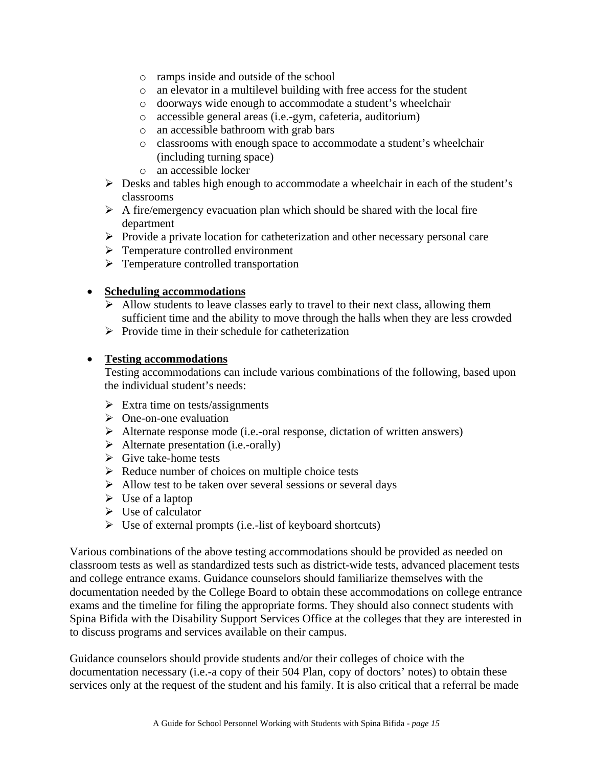- ramps inside and outside of the school
  - an elevator in a multilevel building with free access for the student
  - doorways wide enough to accommodate a student's wheelchair
  - accessible general areas (i.e.-gym, cafeteria, auditorium)
  - an accessible bathroom with grab bars
  - classrooms with enough space to accommodate a student's wheelchair (including turning space)
  - an accessible locker
- Desks and tables high enough to accommodate a wheelchair in each of the student's classrooms
- A fire/emergency evacuation plan which should be shared with the local fire department
- Provide a private location for catheterization and other necessary personal care
- Temperature controlled environment
- Temperature controlled transportation

- **Scheduling accommodations**
  - Allow students to leave classes early to travel to their next class, allowing them sufficient time and the ability to move through the halls when they are less crowded
  - Provide time in their schedule for catheterization

- **Testing accommodations**

  Testing accommodations can include various combinations of the following, based upon the individual student's needs:

  - Extra time on tests/assignments
  - One-on-one evaluation
  - Alternate response mode (i.e.-oral response, dictation of written answers)
  - Alternate presentation (i.e.-orally)
  - Give take-home tests
  - Reduce number of choices on multiple choice tests
  - Allow test to be taken over several sessions or several days
  - Use of a laptop
  - Use of calculator
  - Use of external prompts (i.e.-list of keyboard shortcuts)

Various combinations of the above testing accommodations should be provided as needed on classroom tests as well as standardized tests such as district-wide tests, advanced placement tests and college entrance exams. Guidance counselors should familiarize themselves with the documentation needed by the College Board to obtain these accommodations on college entrance exams and the timeline for filing the appropriate forms. They should also connect students with Spina Bifida with the Disability Support Services Office at the colleges that they are interested in to discuss programs and services available on their campus.

Guidance counselors should provide students and/or their colleges of choice with the documentation necessary (i.e.-a copy of their 504 Plan, copy of doctors' notes) to obtain these services only at the request of the student and his family. It is also critical that a referral be made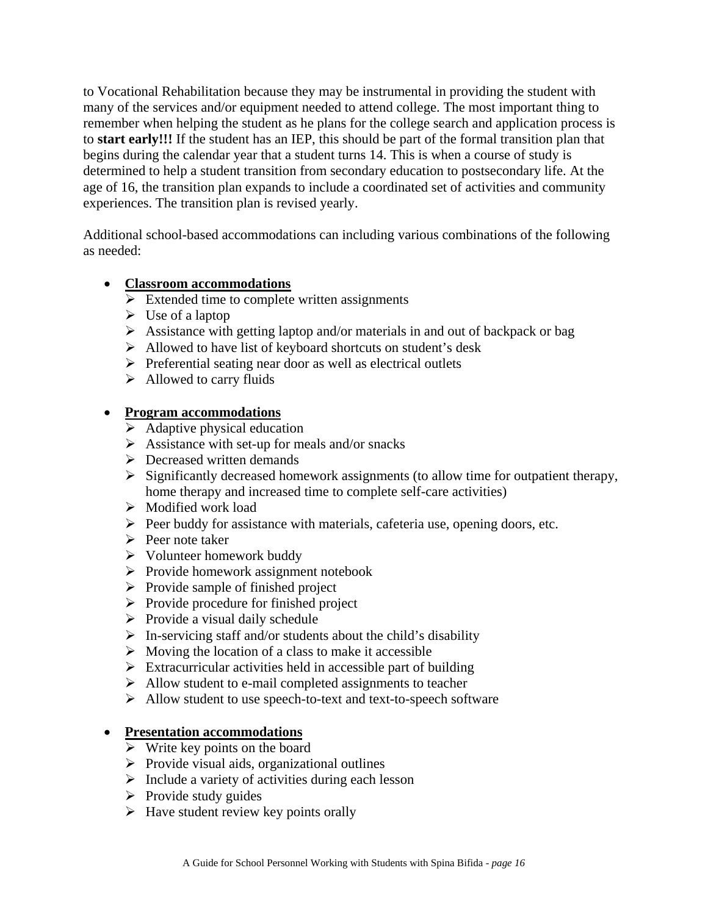to Vocational Rehabilitation because they may be instrumental in providing the student with many of the services and/or equipment needed to attend college. The most important thing to remember when helping the student as he plans for the college search and application process is to **start early!!!** If the student has an IEP, this should be part of the formal transition plan that begins during the calendar year that a student turns 14. This is when a course of study is determined to help a student transition from secondary education to postsecondary life. At the age of 16, the transition plan expands to include a coordinated set of activities and community experiences. The transition plan is revised yearly.

Additional school-based accommodations can including various combinations of the following as needed:

- **Classroom accommodations**
  - Extended time to complete written assignments
  - Use of a laptop
  - Assistance with getting laptop and/or materials in and out of backpack or bag
  - Allowed to have list of keyboard shortcuts on student's desk
  - Preferential seating near door as well as electrical outlets
  - Allowed to carry fluids

- **Program accommodations**
  - Adaptive physical education
  - Assistance with set-up for meals and/or snacks
  - Decreased written demands
  - Significantly decreased homework assignments (to allow time for outpatient therapy, home therapy and increased time to complete self-care activities)
  - Modified work load
  - Peer buddy for assistance with materials, cafeteria use, opening doors, etc.
  - Peer note taker
  - Volunteer homework buddy
  - Provide homework assignment notebook
  - Provide sample of finished project
  - Provide procedure for finished project
  - Provide a visual daily schedule
  - In-servicing staff and/or students about the child's disability
  - Moving the location of a class to make it accessible
  - Extracurricular activities held in accessible part of building
  - Allow student to e-mail completed assignments to teacher
  - Allow student to use speech-to-text and text-to-speech software

- **Presentation accommodations**
  - Write key points on the board
  - Provide visual aids, organizational outlines
  - Include a variety of activities during each lesson
  - Provide study guides
  - Have student review key points orally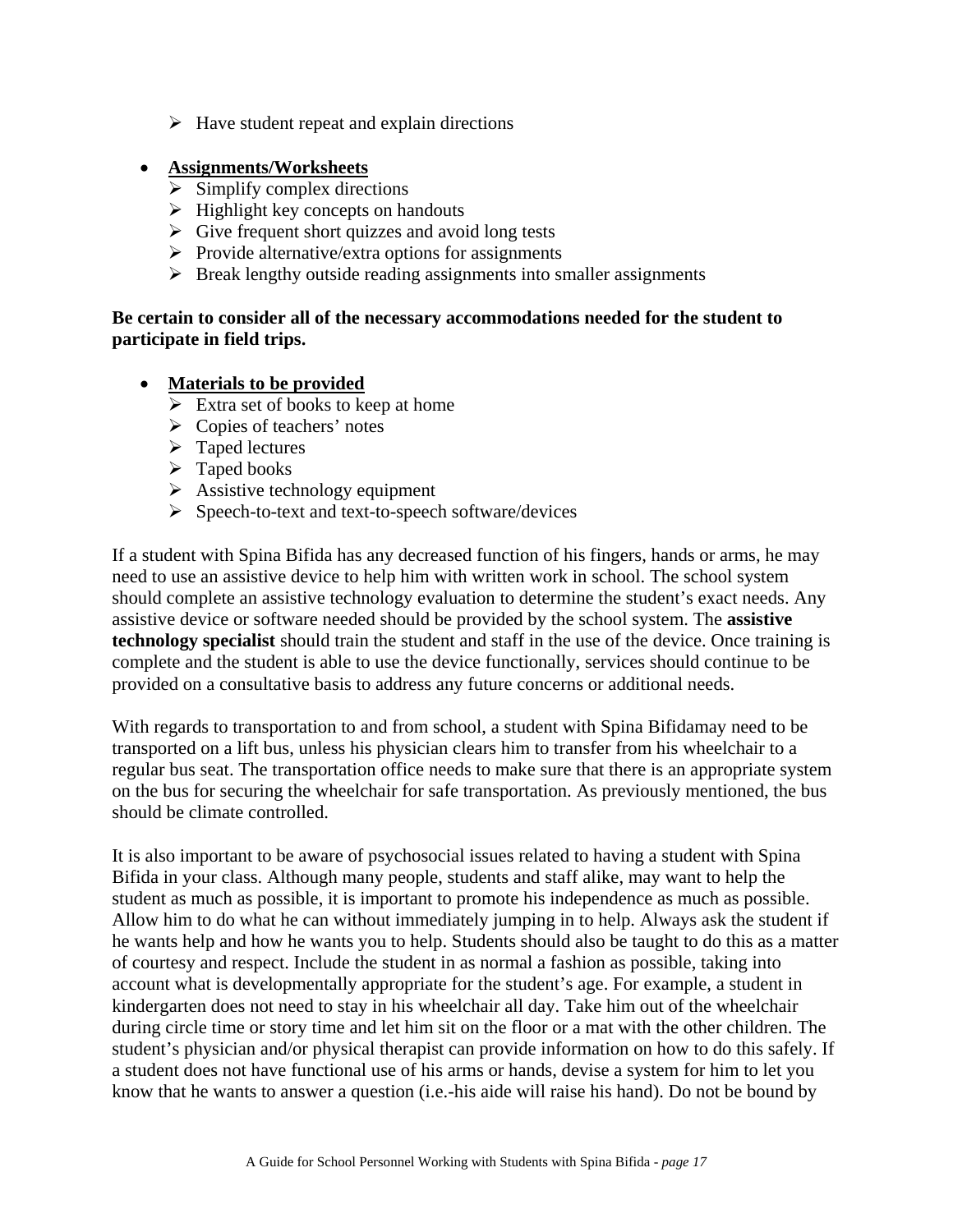- Have student repeat and explain directions

- **Assignments/Worksheets**
  - Simplify complex directions
  - Highlight key concepts on handouts
  - Give frequent short quizzes and avoid long tests
  - Provide alternative/extra options for assignments
  - Break lengthy outside reading assignments into smaller assignments

**Be certain to consider all of the necessary accommodations needed for the student to participate in field trips.**

- **Materials to be provided**
  - Extra set of books to keep at home
  - Copies of teachers' notes
  - Taped lectures
  - Taped books
  - Assistive technology equipment
  - Speech-to-text and text-to-speech software/devices

If a student with Spina Bifida has any decreased function of his fingers, hands or arms, he may need to use an assistive device to help him with written work in school. The school system should complete an assistive technology evaluation to determine the student's exact needs. Any assistive device or software needed should be provided by the school system. The **assistive technology specialist** should train the student and staff in the use of the device. Once training is complete and the student is able to use the device functionally, services should continue to be provided on a consultative basis to address any future concerns or additional needs.

With regards to transportation to and from school, a student with Spina Bifidamay need to be transported on a lift bus, unless his physician clears him to transfer from his wheelchair to a regular bus seat. The transportation office needs to make sure that there is an appropriate system on the bus for securing the wheelchair for safe transportation. As previously mentioned, the bus should be climate controlled.

It is also important to be aware of psychosocial issues related to having a student with Spina Bifida in your class. Although many people, students and staff alike, may want to help the student as much as possible, it is important to promote his independence as much as possible. Allow him to do what he can without immediately jumping in to help. Always ask the student if he wants help and how he wants you to help. Students should also be taught to do this as a matter of courtesy and respect. Include the student in as normal a fashion as possible, taking into account what is developmentally appropriate for the student's age. For example, a student in kindergarten does not need to stay in his wheelchair all day. Take him out of the wheelchair during circle time or story time and let him sit on the floor or a mat with the other children. The student's physician and/or physical therapist can provide information on how to do this safely. If a student does not have functional use of his arms or hands, devise a system for him to let you know that he wants to answer a question (i.e.-his aide will raise his hand). Do not be bound by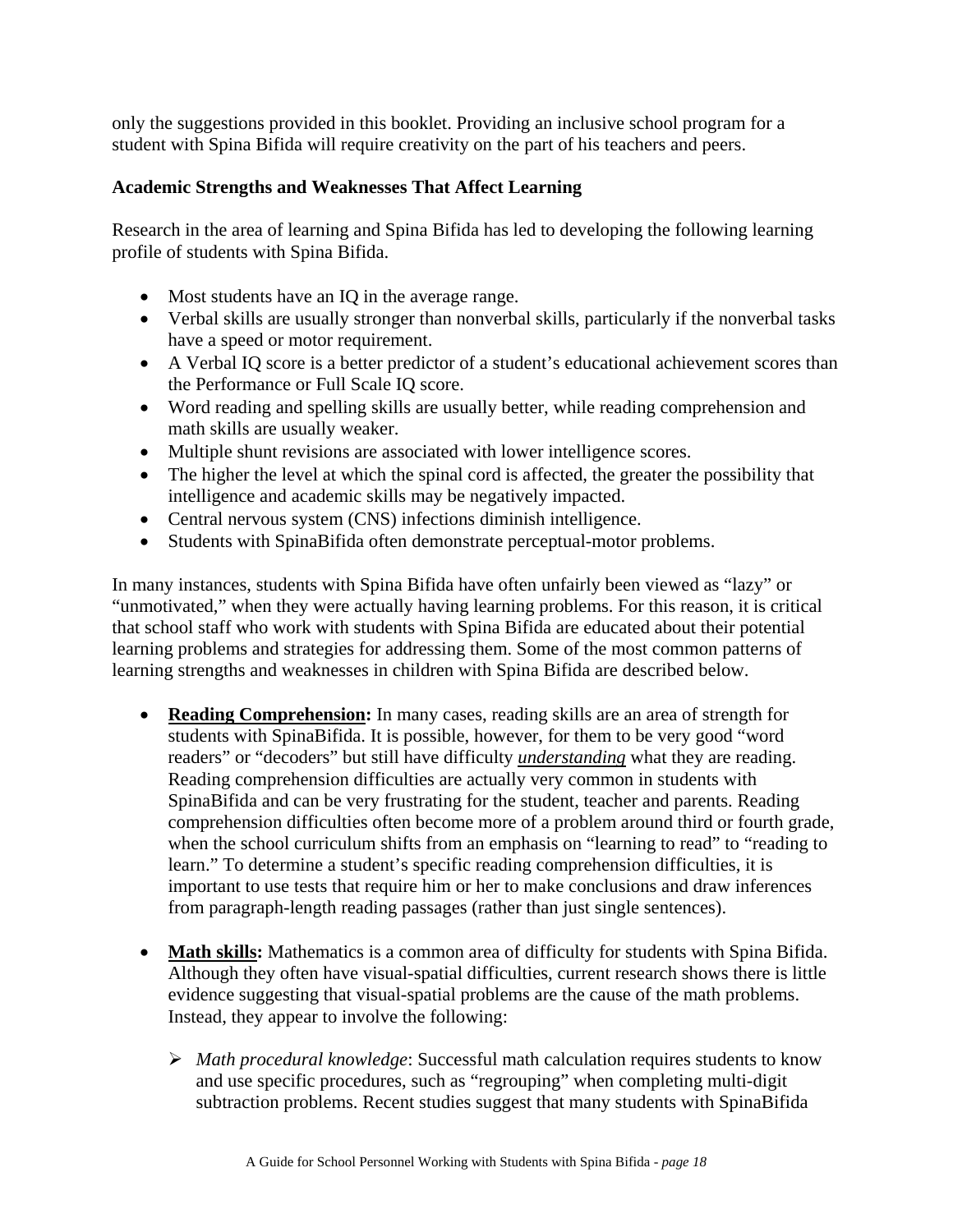only the suggestions provided in this booklet. Providing an inclusive school program for a student with Spina Bifida will require creativity on the part of his teachers and peers.

### Academic Strengths and Weaknesses That Affect Learning

Research in the area of learning and Spina Bifida has led to developing the following learning profile of students with Spina Bifida.

- Most students have an IQ in the average range.
- Verbal skills are usually stronger than nonverbal skills, particularly if the nonverbal tasks have a speed or motor requirement.
- A Verbal IQ score is a better predictor of a student's educational achievement scores than the Performance or Full Scale IQ score.
- Word reading and spelling skills are usually better, while reading comprehension and math skills are usually weaker.
- Multiple shunt revisions are associated with lower intelligence scores.
- The higher the level at which the spinal cord is affected, the greater the possibility that intelligence and academic skills may be negatively impacted.
- Central nervous system (CNS) infections diminish intelligence.
- Students with SpinaBifida often demonstrate perceptual-motor problems.

In many instances, students with Spina Bifida have often unfairly been viewed as "lazy" or "unmotivated," when they were actually having learning problems. For this reason, it is critical that school staff who work with students with Spina Bifida are educated about their potential learning problems and strategies for addressing them. Some of the most common patterns of learning strengths and weaknesses in children with Spina Bifida are described below.

- **Reading Comprehension:** In many cases, reading skills are an area of strength for students with SpinaBifida. It is possible, however, for them to be very good "word readers" or "decoders" but still have difficulty ***understanding*** what they are reading. Reading comprehension difficulties are actually very common in students with SpinaBifida and can be very frustrating for the student, teacher and parents. Reading comprehension difficulties often become more of a problem around third or fourth grade, when the school curriculum shifts from an emphasis on "learning to read" to "reading to learn." To determine a student's specific reading comprehension difficulties, it is important to use tests that require him or her to make conclusions and draw inferences from paragraph-length reading passages (rather than just single sentences).

- **Math skills:** Mathematics is a common area of difficulty for students with Spina Bifida. Although they often have visual-spatial difficulties, current research shows there is little evidence suggesting that visual-spatial problems are the cause of the math problems. Instead, they appear to involve the following:

  - *Math procedural knowledge*: Successful math calculation requires students to know and use specific procedures, such as "regrouping" when completing multi-digit subtraction problems. Recent studies suggest that many students with SpinaBifida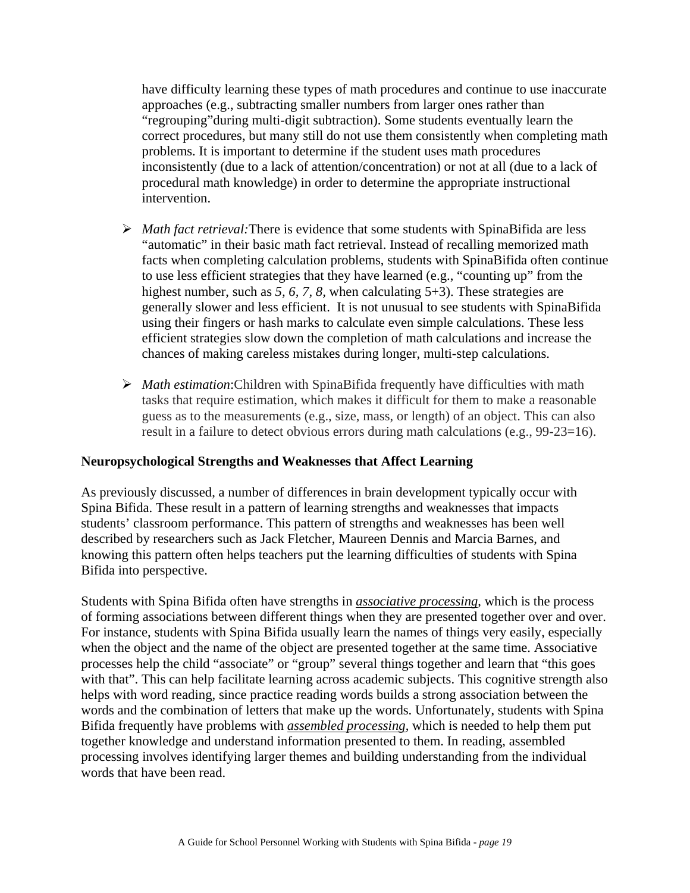have difficulty learning these types of math procedures and continue to use inaccurate approaches (e.g., subtracting smaller numbers from larger ones rather than "regrouping"during multi-digit subtraction). Some students eventually learn the correct procedures, but many still do not use them consistently when completing math problems. It is important to determine if the student uses math procedures inconsistently (due to a lack of attention/concentration) or not at all (due to a lack of procedural math knowledge) in order to determine the appropriate instructional intervention.

- *Math fact retrieval:* There is evidence that some students with SpinaBifida are less "automatic" in their basic math fact retrieval. Instead of recalling memorized math facts when completing calculation problems, students with SpinaBifida often continue to use less efficient strategies that they have learned (e.g., "counting up" from the highest number, such as *5, 6, 7, 8,* when calculating 5+3). These strategies are generally slower and less efficient. It is not unusual to see students with SpinaBifida using their fingers or hash marks to calculate even simple calculations. These less efficient strategies slow down the completion of math calculations and increase the chances of making careless mistakes during longer, multi-step calculations.

- *Math estimation*: Children with SpinaBifida frequently have difficulties with math tasks that require estimation, which makes it difficult for them to make a reasonable guess as to the measurements (e.g., size, mass, or length) of an object. This can also result in a failure to detect obvious errors during math calculations (e.g., 99-23=16).

**Neuropsychological Strengths and Weaknesses that Affect Learning**

As previously discussed, a number of differences in brain development typically occur with Spina Bifida. These result in a pattern of learning strengths and weaknesses that impacts students' classroom performance. This pattern of strengths and weaknesses has been well described by researchers such as Jack Fletcher, Maureen Dennis and Marcia Barnes, and knowing this pattern often helps teachers put the learning difficulties of students with Spina Bifida into perspective.

Students with Spina Bifida often have strengths in ***associative processing***, which is the process of forming associations between different things when they are presented together over and over. For instance, students with Spina Bifida usually learn the names of things very easily, especially when the object and the name of the object are presented together at the same time. Associative processes help the child "associate" or "group" several things together and learn that "this goes with that". This can help facilitate learning across academic subjects. This cognitive strength also helps with word reading, since practice reading words builds a strong association between the words and the combination of letters that make up the words. Unfortunately, students with Spina Bifida frequently have problems with ***assembled processing***, which is needed to help them put together knowledge and understand information presented to them. In reading, assembled processing involves identifying larger themes and building understanding from the individual words that have been read.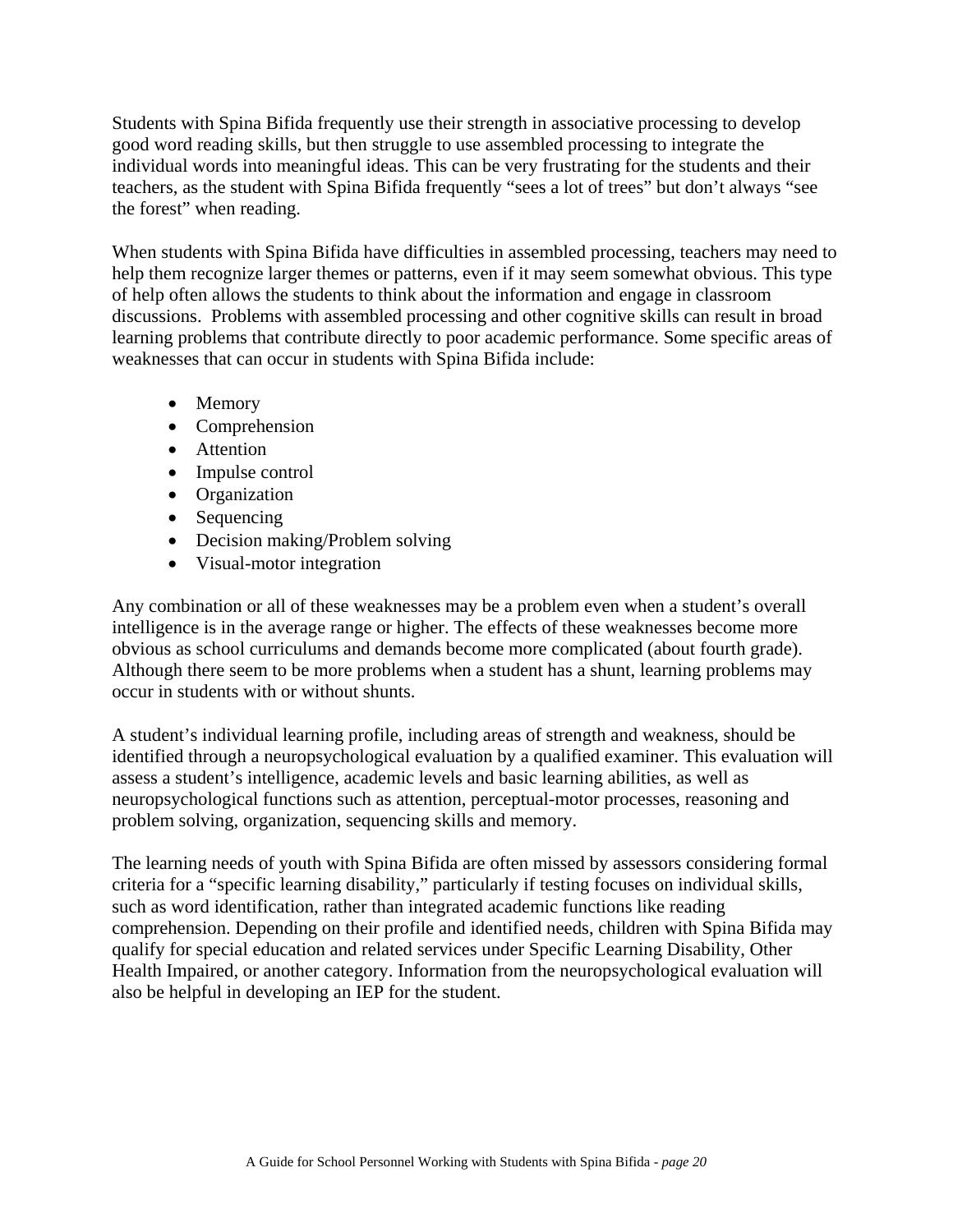Students with Spina Bifida frequently use their strength in associative processing to develop good word reading skills, but then struggle to use assembled processing to integrate the individual words into meaningful ideas. This can be very frustrating for the students and their teachers, as the student with Spina Bifida frequently "sees a lot of trees" but don't always "see the forest" when reading.

When students with Spina Bifida have difficulties in assembled processing, teachers may need to help them recognize larger themes or patterns, even if it may seem somewhat obvious. This type of help often allows the students to think about the information and engage in classroom discussions. Problems with assembled processing and other cognitive skills can result in broad learning problems that contribute directly to poor academic performance. Some specific areas of weaknesses that can occur in students with Spina Bifida include:

- Memory
- Comprehension
- Attention
- Impulse control
- Organization
- Sequencing
- Decision making/Problem solving
- Visual-motor integration

Any combination or all of these weaknesses may be a problem even when a student's overall intelligence is in the average range or higher. The effects of these weaknesses become more obvious as school curriculums and demands become more complicated (about fourth grade). Although there seem to be more problems when a student has a shunt, learning problems may occur in students with or without shunts.

A student's individual learning profile, including areas of strength and weakness, should be identified through a neuropsychological evaluation by a qualified examiner. This evaluation will assess a student's intelligence, academic levels and basic learning abilities, as well as neuropsychological functions such as attention, perceptual-motor processes, reasoning and problem solving, organization, sequencing skills and memory.

The learning needs of youth with Spina Bifida are often missed by assessors considering formal criteria for a "specific learning disability," particularly if testing focuses on individual skills, such as word identification, rather than integrated academic functions like reading comprehension. Depending on their profile and identified needs, children with Spina Bifida may qualify for special education and related services under Specific Learning Disability, Other Health Impaired, or another category. Information from the neuropsychological evaluation will also be helpful in developing an IEP for the student.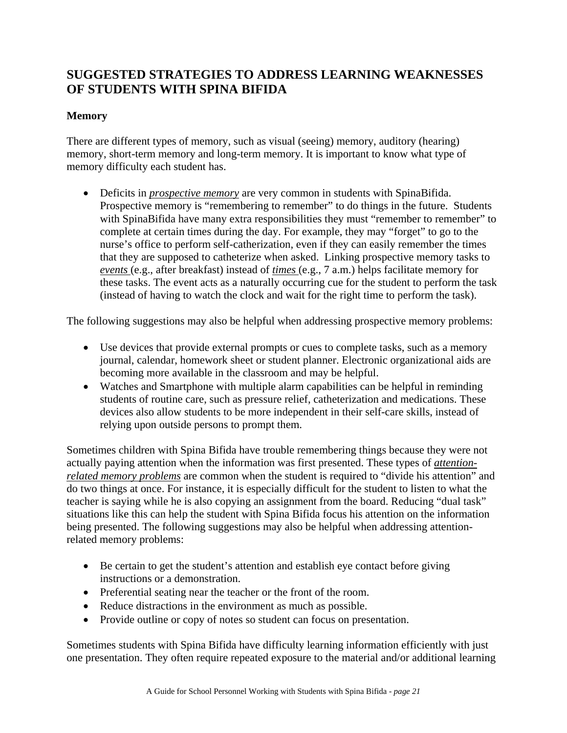## SUGGESTED STRATEGIES TO ADDRESS LEARNING WEAKNESSES OF STUDENTS WITH SPINA BIFIDA

### Memory

There are different types of memory, such as visual (seeing) memory, auditory (hearing) memory, short-term memory and long-term memory. It is important to know what type of memory difficulty each student has.

- Deficits in ***prospective memory*** are very common in students with SpinaBifida. Prospective memory is "remembering to remember" to do things in the future. Students with SpinaBifida have many extra responsibilities they must "remember to remember" to complete at certain times during the day. For example, they may "forget" to go to the nurse's office to perform self-catherization, even if they can easily remember the times that they are supposed to catheterize when asked. Linking prospective memory tasks to ***events*** (e.g., after breakfast) instead of ***times*** (e.g., 7 a.m.) helps facilitate memory for these tasks. The event acts as a naturally occurring cue for the student to perform the task (instead of having to watch the clock and wait for the right time to perform the task).

The following suggestions may also be helpful when addressing prospective memory problems:

- Use devices that provide external prompts or cues to complete tasks, such as a memory journal, calendar, homework sheet or student planner. Electronic organizational aids are becoming more available in the classroom and may be helpful.
- Watches and Smartphone with multiple alarm capabilities can be helpful in reminding students of routine care, such as pressure relief, catheterization and medications. These devices also allow students to be more independent in their self-care skills, instead of relying upon outside persons to prompt them.

Sometimes children with Spina Bifida have trouble remembering things because they were not actually paying attention when the information was first presented. These types of ***attention-related memory problems*** are common when the student is required to "divide his attention" and do two things at once. For instance, it is especially difficult for the student to listen to what the teacher is saying while he is also copying an assignment from the board. Reducing "dual task" situations like this can help the student with Spina Bifida focus his attention on the information being presented. The following suggestions may also be helpful when addressing attention-related memory problems:

- Be certain to get the student's attention and establish eye contact before giving instructions or a demonstration.
- Preferential seating near the teacher or the front of the room.
- Reduce distractions in the environment as much as possible.
- Provide outline or copy of notes so student can focus on presentation.

Sometimes students with Spina Bifida have difficulty learning information efficiently with just one presentation. They often require repeated exposure to the material and/or additional learning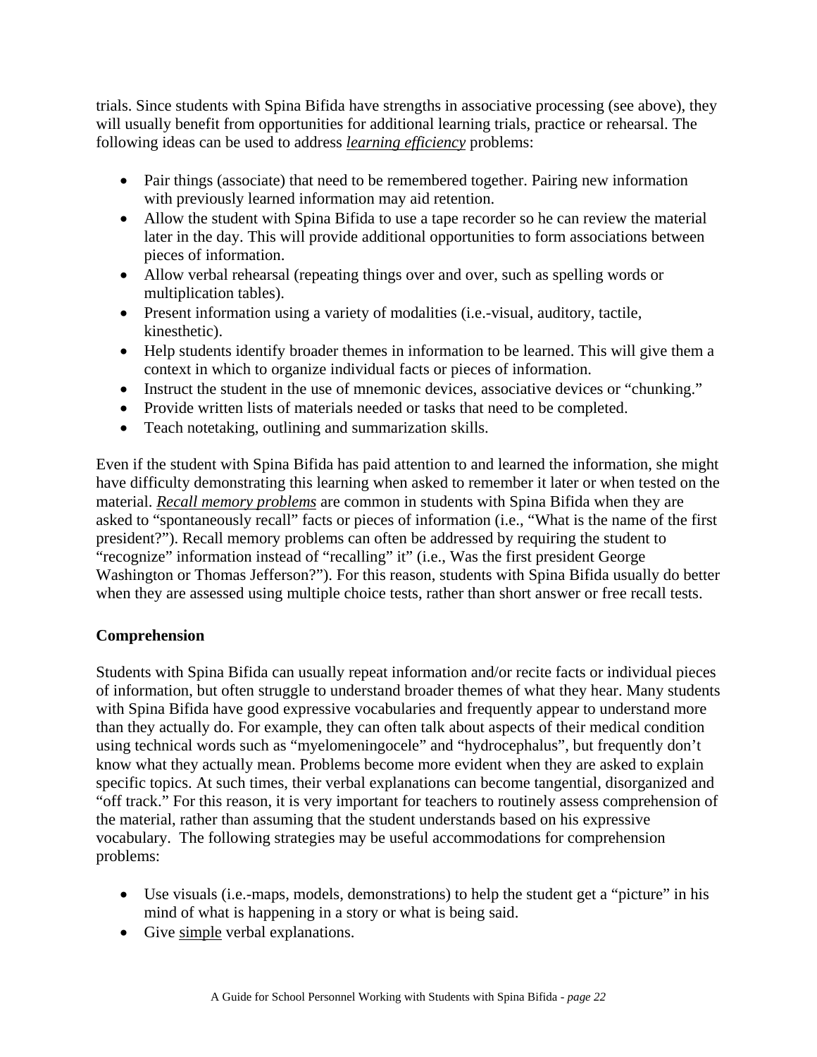trials. Since students with Spina Bifida have strengths in associative processing (see above), they will usually benefit from opportunities for additional learning trials, practice or rehearsal. The following ideas can be used to address <u>*learning efficiency*</u> problems:

- Pair things (associate) that need to be remembered together. Pairing new information with previously learned information may aid retention.
- Allow the student with Spina Bifida to use a tape recorder so he can review the material later in the day. This will provide additional opportunities to form associations between pieces of information.
- Allow verbal rehearsal (repeating things over and over, such as spelling words or multiplication tables).
- Present information using a variety of modalities (i.e.-visual, auditory, tactile, kinesthetic).
- Help students identify broader themes in information to be learned. This will give them a context in which to organize individual facts or pieces of information.
- Instruct the student in the use of mnemonic devices, associative devices or "chunking."
- Provide written lists of materials needed or tasks that need to be completed.
- Teach notetaking, outlining and summarization skills.

Even if the student with Spina Bifida has paid attention to and learned the information, she might have difficulty demonstrating this learning when asked to remember it later or when tested on the material. <u>*Recall memory problems*</u> are common in students with Spina Bifida when they are asked to "spontaneously recall" facts or pieces of information (i.e., "What is the name of the first president?"). Recall memory problems can often be addressed by requiring the student to "recognize" information instead of "recalling" it" (i.e., Was the first president George Washington or Thomas Jefferson?"). For this reason, students with Spina Bifida usually do better when they are assessed using multiple choice tests, rather than short answer or free recall tests.

**Comprehension**

Students with Spina Bifida can usually repeat information and/or recite facts or individual pieces of information, but often struggle to understand broader themes of what they hear. Many students with Spina Bifida have good expressive vocabularies and frequently appear to understand more than they actually do. For example, they can often talk about aspects of their medical condition using technical words such as "myelomeningocele" and "hydrocephalus", but frequently don't know what they actually mean. Problems become more evident when they are asked to explain specific topics. At such times, their verbal explanations can become tangential, disorganized and "off track." For this reason, it is very important for teachers to routinely assess comprehension of the material, rather than assuming that the student understands based on his expressive vocabulary. The following strategies may be useful accommodations for comprehension problems:

- Use visuals (i.e.-maps, models, demonstrations) to help the student get a "picture" in his mind of what is happening in a story or what is being said.
- Give <u>simple</u> verbal explanations.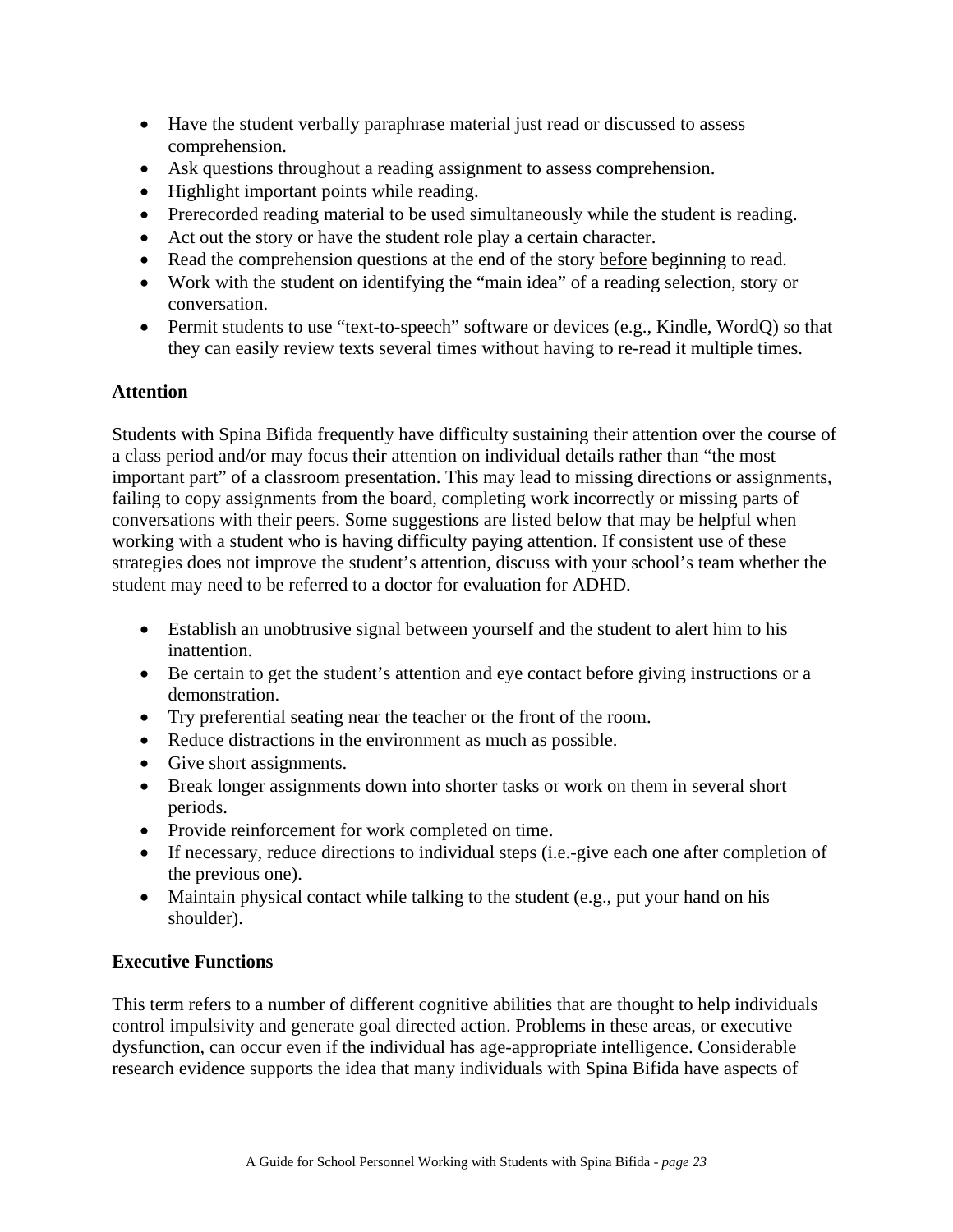- Have the student verbally paraphrase material just read or discussed to assess comprehension.
- Ask questions throughout a reading assignment to assess comprehension.
- Highlight important points while reading.
- Prerecorded reading material to be used simultaneously while the student is reading.
- Act out the story or have the student role play a certain character.
- Read the comprehension questions at the end of the story <u>before</u> beginning to read.
- Work with the student on identifying the "main idea" of a reading selection, story or conversation.
- Permit students to use "text-to-speech" software or devices (e.g., Kindle, WordQ) so that they can easily review texts several times without having to re-read it multiple times.

**Attention**

Students with Spina Bifida frequently have difficulty sustaining their attention over the course of a class period and/or may focus their attention on individual details rather than "the most important part" of a classroom presentation. This may lead to missing directions or assignments, failing to copy assignments from the board, completing work incorrectly or missing parts of conversations with their peers. Some suggestions are listed below that may be helpful when working with a student who is having difficulty paying attention. If consistent use of these strategies does not improve the student's attention, discuss with your school's team whether the student may need to be referred to a doctor for evaluation for ADHD.

- Establish an unobtrusive signal between yourself and the student to alert him to his inattention.
- Be certain to get the student's attention and eye contact before giving instructions or a demonstration.
- Try preferential seating near the teacher or the front of the room.
- Reduce distractions in the environment as much as possible.
- Give short assignments.
- Break longer assignments down into shorter tasks or work on them in several short periods.
- Provide reinforcement for work completed on time.
- If necessary, reduce directions to individual steps (i.e.-give each one after completion of the previous one).
- Maintain physical contact while talking to the student (e.g., put your hand on his shoulder).

**Executive Functions**

This term refers to a number of different cognitive abilities that are thought to help individuals control impulsivity and generate goal directed action. Problems in these areas, or executive dysfunction, can occur even if the individual has age-appropriate intelligence. Considerable research evidence supports the idea that many individuals with Spina Bifida have aspects of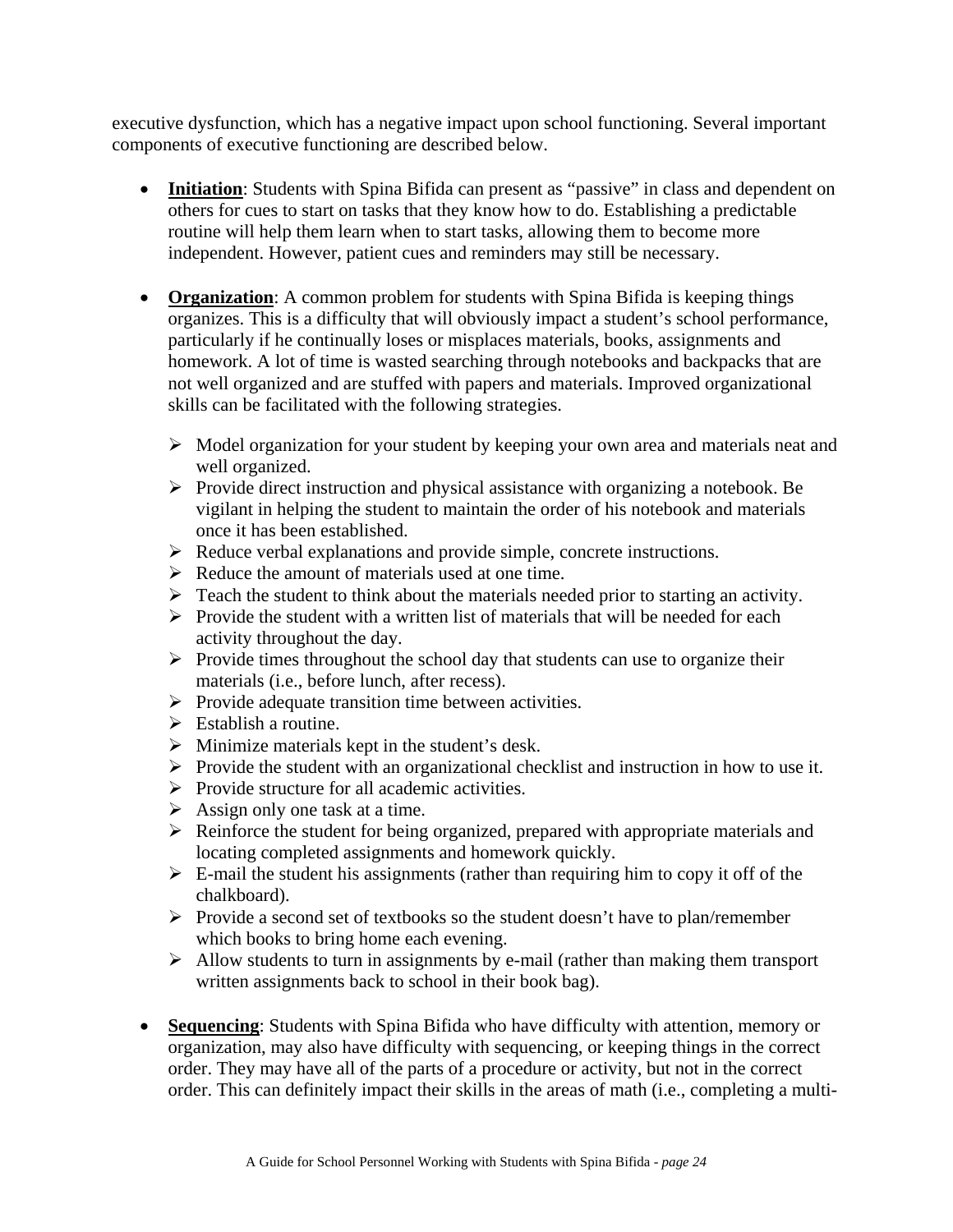executive dysfunction, which has a negative impact upon school functioning. Several important components of executive functioning are described below.

- **Initiation**: Students with Spina Bifida can present as "passive" in class and dependent on others for cues to start on tasks that they know how to do. Establishing a predictable routine will help them learn when to start tasks, allowing them to become more independent. However, patient cues and reminders may still be necessary.

- **Organization**: A common problem for students with Spina Bifida is keeping things organizes. This is a difficulty that will obviously impact a student's school performance, particularly if he continually loses or misplaces materials, books, assignments and homework. A lot of time is wasted searching through notebooks and backpacks that are not well organized and are stuffed with papers and materials. Improved organizational skills can be facilitated with the following strategies.

  - Model organization for your student by keeping your own area and materials neat and well organized.
  - Provide direct instruction and physical assistance with organizing a notebook. Be vigilant in helping the student to maintain the order of his notebook and materials once it has been established.
  - Reduce verbal explanations and provide simple, concrete instructions.
  - Reduce the amount of materials used at one time.
  - Teach the student to think about the materials needed prior to starting an activity.
  - Provide the student with a written list of materials that will be needed for each activity throughout the day.
  - Provide times throughout the school day that students can use to organize their materials (i.e., before lunch, after recess).
  - Provide adequate transition time between activities.
  - Establish a routine.
  - Minimize materials kept in the student's desk.
  - Provide the student with an organizational checklist and instruction in how to use it.
  - Provide structure for all academic activities.
  - Assign only one task at a time.
  - Reinforce the student for being organized, prepared with appropriate materials and locating completed assignments and homework quickly.
  - E-mail the student his assignments (rather than requiring him to copy it off of the chalkboard).
  - Provide a second set of textbooks so the student doesn't have to plan/remember which books to bring home each evening.
  - Allow students to turn in assignments by e-mail (rather than making them transport written assignments back to school in their book bag).

- **Sequencing**: Students with Spina Bifida who have difficulty with attention, memory or organization, may also have difficulty with sequencing, or keeping things in the correct order. They may have all of the parts of a procedure or activity, but not in the correct order. This can definitely impact their skills in the areas of math (i.e., completing a multi-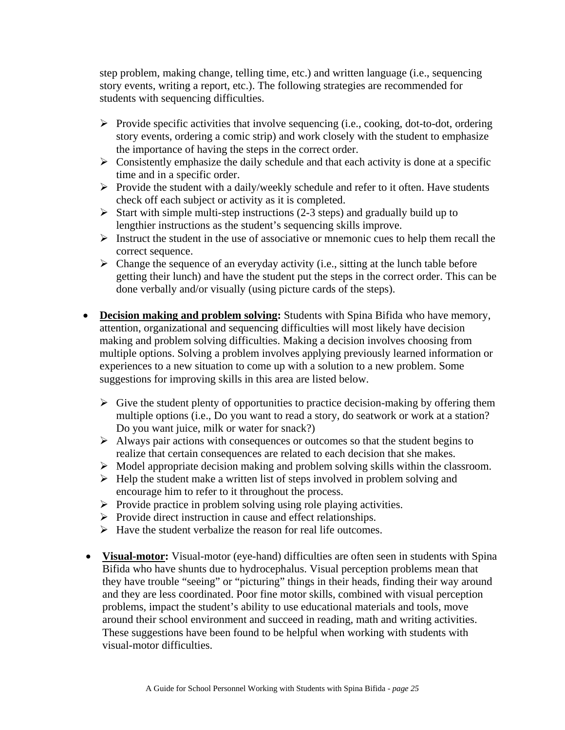step problem, making change, telling time, etc.) and written language (i.e., sequencing story events, writing a report, etc.). The following strategies are recommended for students with sequencing difficulties.

- Provide specific activities that involve sequencing (i.e., cooking, dot-to-dot, ordering story events, ordering a comic strip) and work closely with the student to emphasize the importance of having the steps in the correct order.
- Consistently emphasize the daily schedule and that each activity is done at a specific time and in a specific order.
- Provide the student with a daily/weekly schedule and refer to it often. Have students check off each subject or activity as it is completed.
- Start with simple multi-step instructions (2-3 steps) and gradually build up to lengthier instructions as the student's sequencing skills improve.
- Instruct the student in the use of associative or mnemonic cues to help them recall the correct sequence.
- Change the sequence of an everyday activity (i.e., sitting at the lunch table before getting their lunch) and have the student put the steps in the correct order. This can be done verbally and/or visually (using picture cards of the steps).

- **Decision making and problem solving:** Students with Spina Bifida who have memory, attention, organizational and sequencing difficulties will most likely have decision making and problem solving difficulties. Making a decision involves choosing from multiple options. Solving a problem involves applying previously learned information or experiences to a new situation to come up with a solution to a new problem. Some suggestions for improving skills in this area are listed below.
  - Give the student plenty of opportunities to practice decision-making by offering them multiple options (i.e., Do you want to read a story, do seatwork or work at a station? Do you want juice, milk or water for snack?)
  - Always pair actions with consequences or outcomes so that the student begins to realize that certain consequences are related to each decision that she makes.
  - Model appropriate decision making and problem solving skills within the classroom.
  - Help the student make a written list of steps involved in problem solving and encourage him to refer to it throughout the process.
  - Provide practice in problem solving using role playing activities.
  - Provide direct instruction in cause and effect relationships.
  - Have the student verbalize the reason for real life outcomes.

- **Visual-motor:** Visual-motor (eye-hand) difficulties are often seen in students with Spina Bifida who have shunts due to hydrocephalus. Visual perception problems mean that they have trouble "seeing" or "picturing" things in their heads, finding their way around and they are less coordinated. Poor fine motor skills, combined with visual perception problems, impact the student's ability to use educational materials and tools, move around their school environment and succeed in reading, math and writing activities. These suggestions have been found to be helpful when working with students with visual-motor difficulties.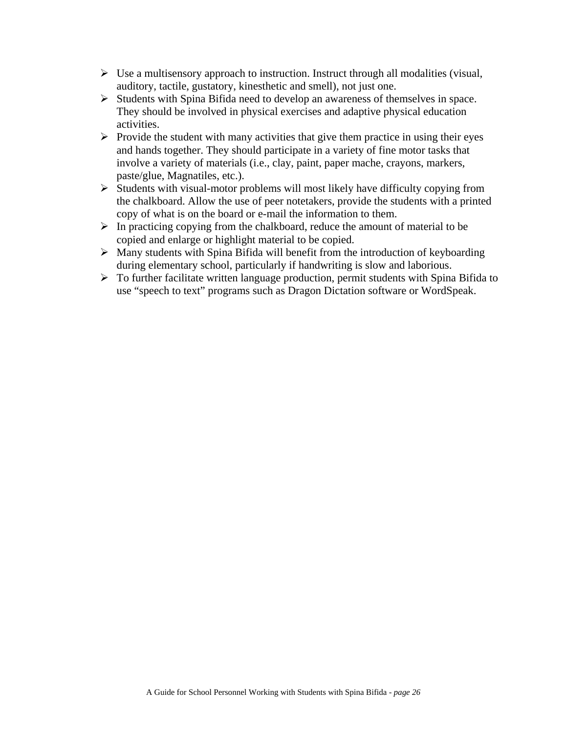- Use a multisensory approach to instruction. Instruct through all modalities (visual, auditory, tactile, gustatory, kinesthetic and smell), not just one.
- Students with Spina Bifida need to develop an awareness of themselves in space. They should be involved in physical exercises and adaptive physical education activities.
- Provide the student with many activities that give them practice in using their eyes and hands together. They should participate in a variety of fine motor tasks that involve a variety of materials (i.e., clay, paint, paper mache, crayons, markers, paste/glue, Magnatiles, etc.).
- Students with visual-motor problems will most likely have difficulty copying from the chalkboard. Allow the use of peer notetakers, provide the students with a printed copy of what is on the board or e-mail the information to them.
- In practicing copying from the chalkboard, reduce the amount of material to be copied and enlarge or highlight material to be copied.
- Many students with Spina Bifida will benefit from the introduction of keyboarding during elementary school, particularly if handwriting is slow and laborious.
- To further facilitate written language production, permit students with Spina Bifida to use "speech to text" programs such as Dragon Dictation software or WordSpeak.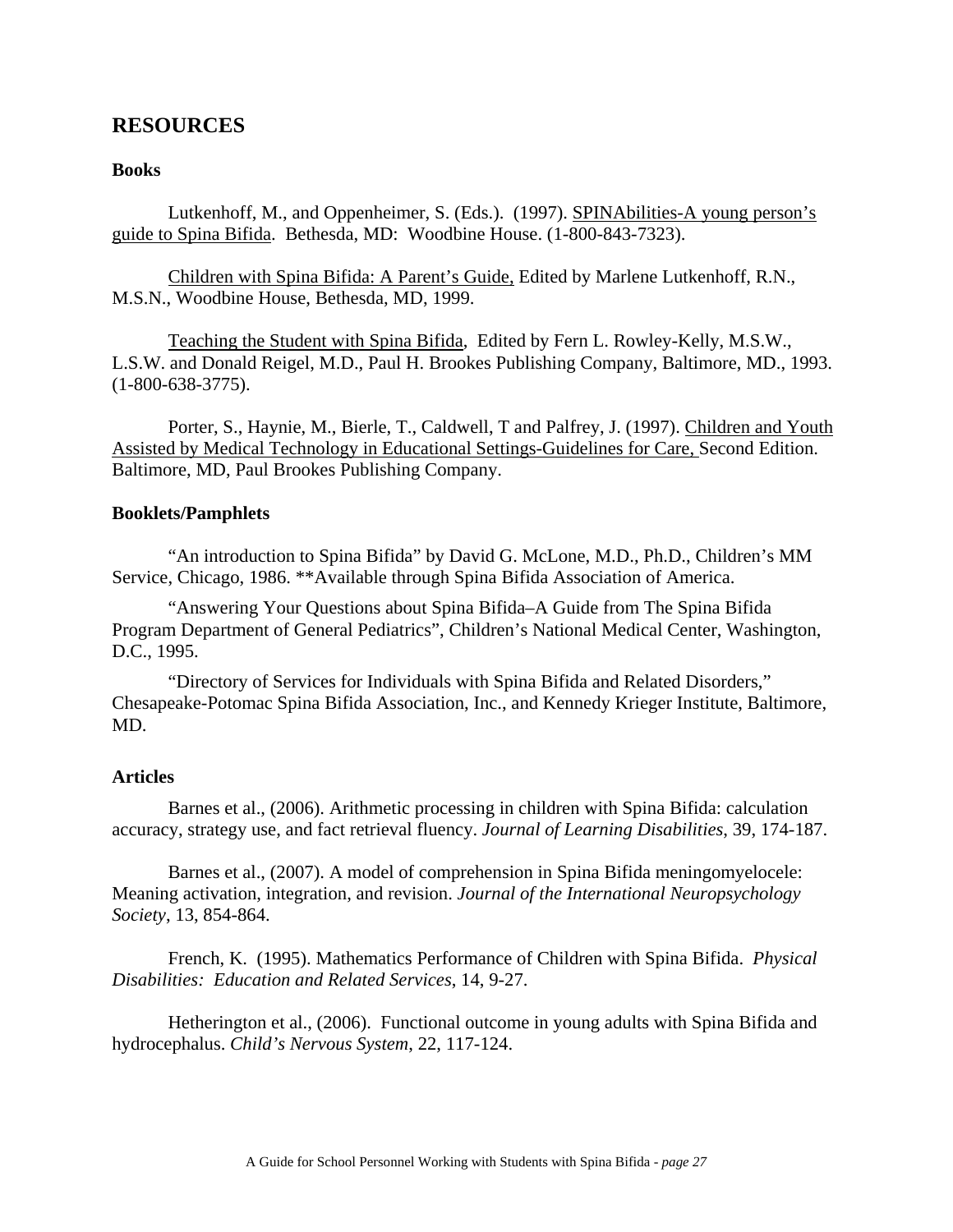## RESOURCES

### Books

Lutkenhoff, M., and Oppenheimer, S. (Eds.). (1997). SPINAbilities-A young person's guide to Spina Bifida. Bethesda, MD: Woodbine House. (1-800-843-7323).

Children with Spina Bifida: A Parent's Guide, Edited by Marlene Lutkenhoff, R.N., M.S.N., Woodbine House, Bethesda, MD, 1999.

Teaching the Student with Spina Bifida, Edited by Fern L. Rowley-Kelly, M.S.W., L.S.W. and Donald Reigel, M.D., Paul H. Brookes Publishing Company, Baltimore, MD., 1993. (1-800-638-3775).

Porter, S., Haynie, M., Bierle, T., Caldwell, T and Palfrey, J. (1997). Children and Youth Assisted by Medical Technology in Educational Settings-Guidelines for Care, Second Edition. Baltimore, MD, Paul Brookes Publishing Company.

### Booklets/Pamphlets

"An introduction to Spina Bifida" by David G. McLone, M.D., Ph.D., Children's MM Service, Chicago, 1986. **Available through Spina Bifida Association of America.

"Answering Your Questions about Spina Bifida–A Guide from The Spina Bifida Program Department of General Pediatrics", Children's National Medical Center, Washington, D.C., 1995.

"Directory of Services for Individuals with Spina Bifida and Related Disorders," Chesapeake-Potomac Spina Bifida Association, Inc., and Kennedy Krieger Institute, Baltimore, MD.

### Articles

Barnes et al., (2006). Arithmetic processing in children with Spina Bifida: calculation accuracy, strategy use, and fact retrieval fluency. *Journal of Learning Disabilities*, 39, 174-187.

Barnes et al., (2007). A model of comprehension in Spina Bifida meningomyelocele: Meaning activation, integration, and revision. *Journal of the International Neuropsychology Society*, 13, 854-864.

French, K. (1995). Mathematics Performance of Children with Spina Bifida. *Physical Disabilities: Education and Related Services*, 14, 9-27.

Hetherington et al., (2006). Functional outcome in young adults with Spina Bifida and hydrocephalus. *Child's Nervous System*, 22, 117-124.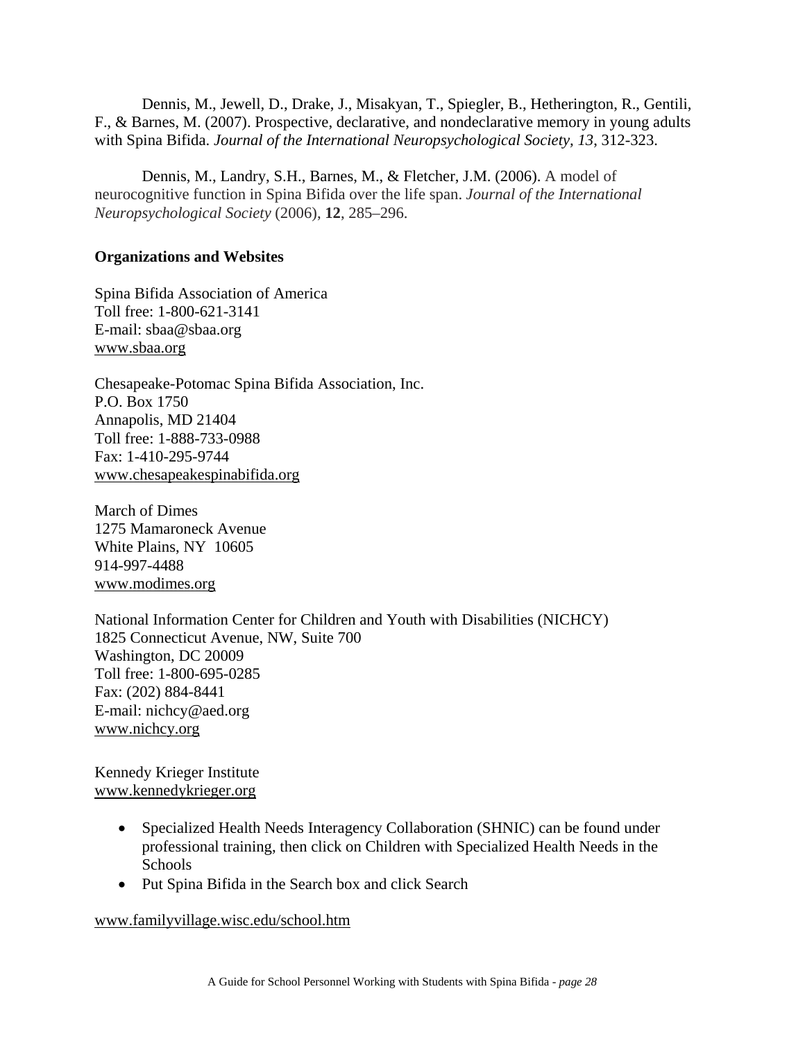Dennis, M., Jewell, D., Drake, J., Misakyan, T., Spiegler, B., Hetherington, R., Gentili, F., & Barnes, M. (2007). Prospective, declarative, and nondeclarative memory in young adults with Spina Bifida. *Journal of the International Neuropsychological Society, 13*, 312-323.

Dennis, M., Landry, S.H., Barnes, M., & Fletcher, J.M. (2006). A model of neurocognitive function in Spina Bifida over the life span. *Journal of the International Neuropsychological Society* (2006), **12**, 285–296.

**Organizations and Websites**

Spina Bifida Association of America
Toll free: 1-800-621-3141
E-mail: sbaa@sbaa.org
www.sbaa.org

Chesapeake-Potomac Spina Bifida Association, Inc.
P.O. Box 1750
Annapolis, MD 21404
Toll free: 1-888-733-0988
Fax: 1-410-295-9744
www.chesapeakespinabifida.org

March of Dimes
1275 Mamaroneck Avenue
White Plains, NY 10605
914-997-4488
www.modimes.org

National Information Center for Children and Youth with Disabilities (NICHCY)
1825 Connecticut Avenue, NW, Suite 700
Washington, DC 20009
Toll free: 1-800-695-0285
Fax: (202) 884-8441
E-mail: nichcy@aed.org
www.nichcy.org

Kennedy Krieger Institute
www.kennedykrieger.org

- Specialized Health Needs Interagency Collaboration (SHNIC) can be found under professional training, then click on Children with Specialized Health Needs in the Schools
- Put Spina Bifida in the Search box and click Search

www.familyvillage.wisc.edu/school.htm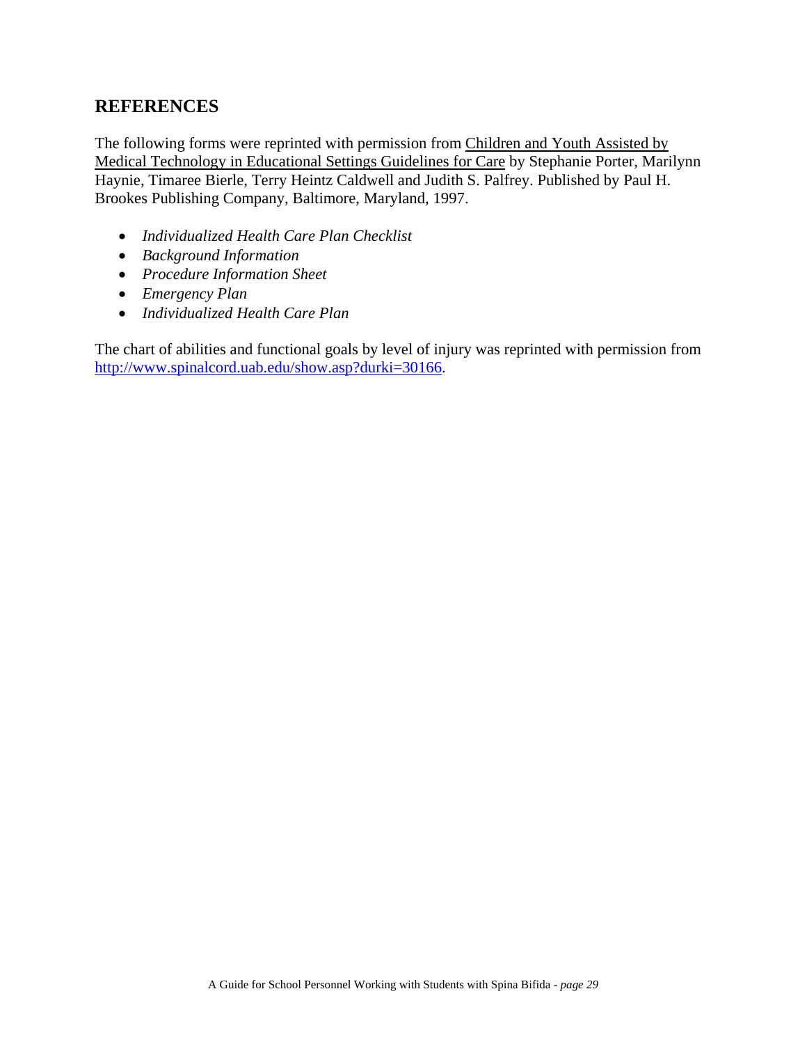## REFERENCES

The following forms were reprinted with permission from Children and Youth Assisted by Medical Technology in Educational Settings Guidelines for Care by Stephanie Porter, Marilynn Haynie, Timaree Bierle, Terry Heintz Caldwell and Judith S. Palfrey. Published by Paul H. Brookes Publishing Company, Baltimore, Maryland, 1997.

- *Individualized Health Care Plan Checklist*
- *Background Information*
- *Procedure Information Sheet*
- *Emergency Plan*
- *Individualized Health Care Plan*

The chart of abilities and functional goals by level of injury was reprinted with permission from http://www.spinalcord.uab.edu/show.asp?durki=30166.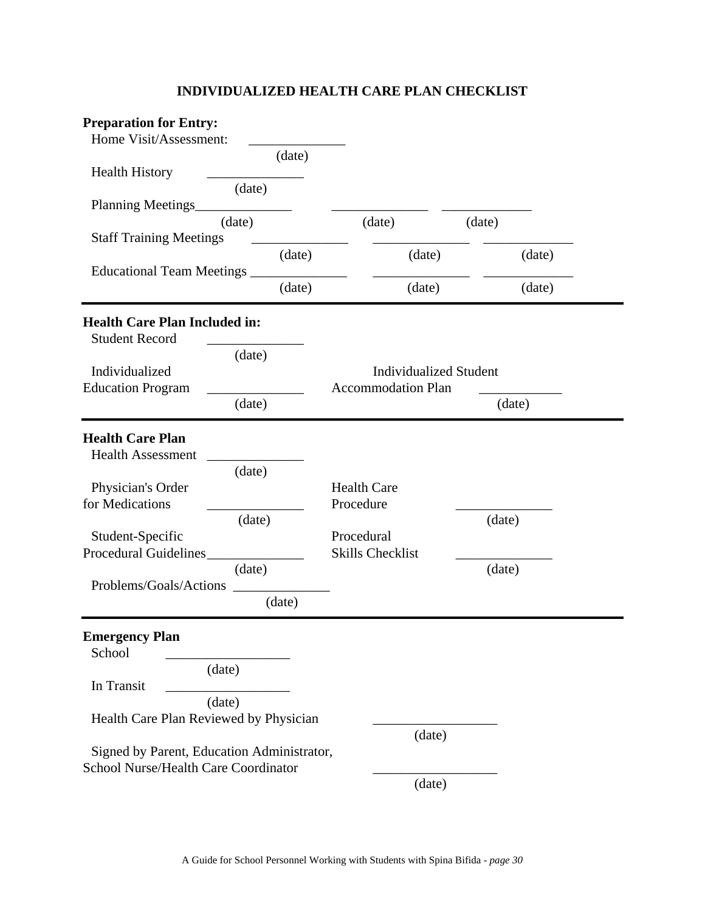# INDIVIDUALIZED HEALTH CARE PLAN CHECKLIST

**Preparation for Entry:**

Home Visit/Assessment: ______________
(date)

Health History ______________
(date)

Planning Meetings______________ ______________ ______________
(date) (date) (date)

Staff Training Meetings ______________ ______________ ______________
(date) (date) (date)

Educational Team Meetings ______________ ______________ ______________
(date) (date) (date)

---

**Health Care Plan Included in:**

Student Record ______________
(date)

Individualized Education Program ______________
(date)

Individualized Student Accommodation Plan ____________
(date)

---

**Health Care Plan**

Health Assessment ______________
(date)

Physician's Order for Medications ______________
(date)

Health Care Procedure ______________
(date)

Student-Specific Procedural Guidelines______________
(date)

Procedural Skills Checklist ______________
(date)

Problems/Goals/Actions ______________
(date)

---

**Emergency Plan**

School __________________
(date)

In Transit __________________
(date)

Health Care Plan Reviewed by Physician __________________
(date)

Signed by Parent, Education Administrator, School Nurse/Health Care Coordinator __________________
(date)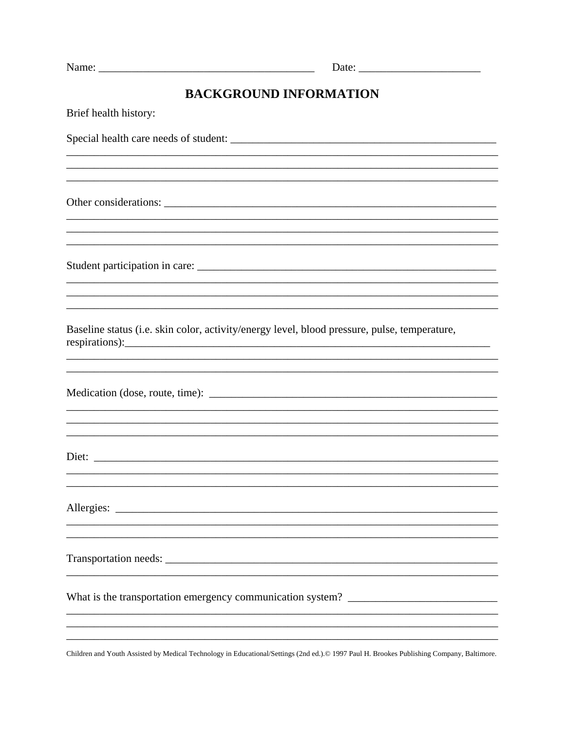Name: ______________________________________ Date: _____________________

## BACKGROUND INFORMATION

Brief health history:

Special health care needs of student: _______________________________________________
_____________________________________________________________________________
_____________________________________________________________________________
_____________________________________________________________________________

Other considerations: _________________________________________________________
_____________________________________________________________________________
_____________________________________________________________________________
_____________________________________________________________________________

Student participation in care: ___________________________________________________
_____________________________________________________________________________
_____________________________________________________________________________
_____________________________________________________________________________

Baseline status (i.e. skin color, activity/energy level, blood pressure, pulse, temperature, respirations):__________________________________________________________________
_____________________________________________________________________________
_____________________________________________________________________________

Medication (dose, route, time): ___________________________________________________
_____________________________________________________________________________
_____________________________________________________________________________
_____________________________________________________________________________

Diet: ________________________________________________________________________
_____________________________________________________________________________
_____________________________________________________________________________

Allergies: ____________________________________________________________________
_____________________________________________________________________________
_____________________________________________________________________________

Transportation needs: __________________________________________________________
_____________________________________________________________________________

What is the transportation emergency communication system? __________________________
_____________________________________________________________________________
_____________________________________________________________________________
_____________________________________________________________________________

Children and Youth Assisted by Medical Technology in Educational/Settings (2nd ed.).© 1997 Paul H. Brookes Publishing Company, Baltimore.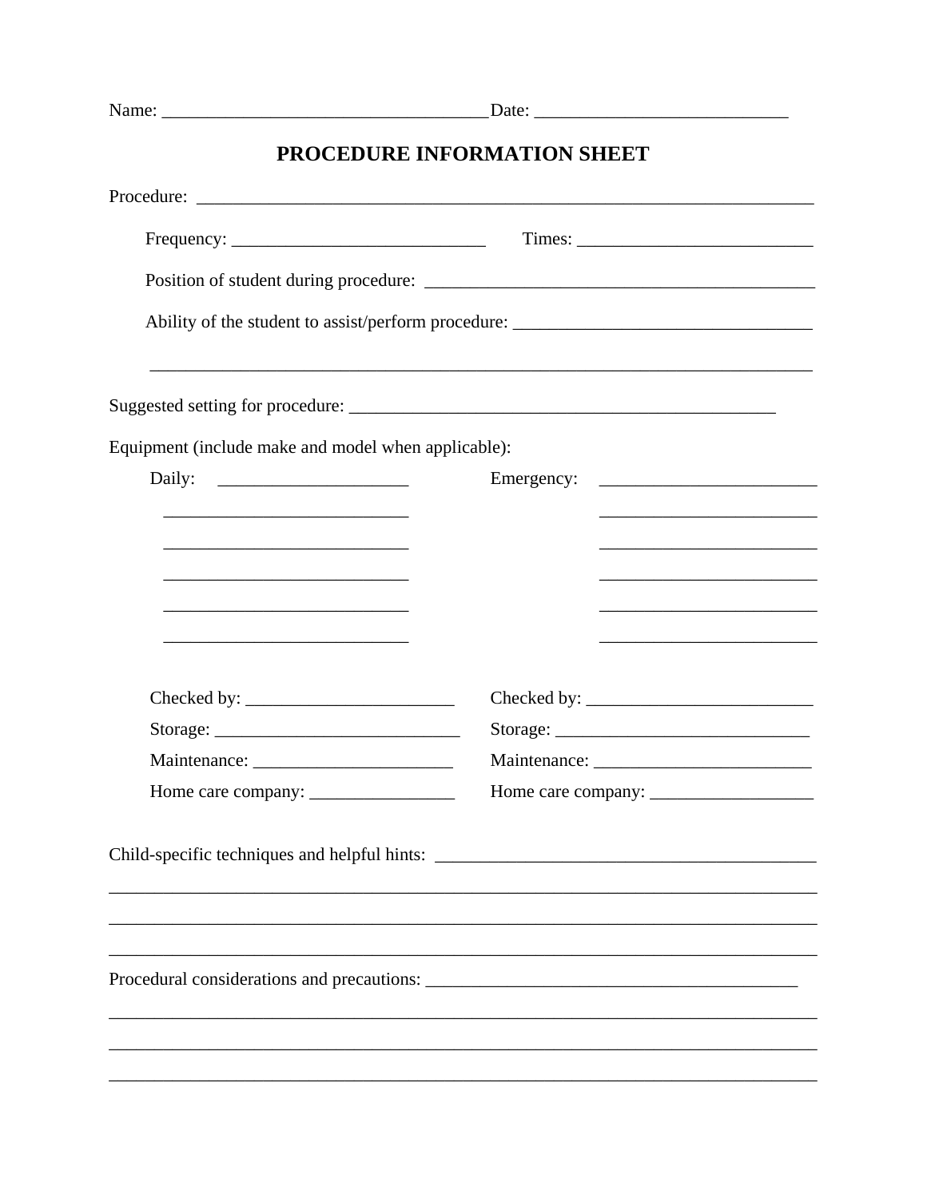Name: ___________________________________ Date: ___________________________

# PROCEDURE INFORMATION SHEET

Procedure: __________________________________________________________________

Frequency: ____________________________ Times: __________________________

Position of student during procedure: ____________________________________________

Ability of the student to assist/perform procedure: _________________________________

___________________________________________________________________________

Suggested setting for procedure: ________________________________________________

Equipment (include make and model when applicable):

Daily: _____________________ Emergency: ________________________

___________________________ ________________________

___________________________ ________________________

___________________________ ________________________

___________________________ ________________________

___________________________ ________________________

Checked by: _______________________ Checked by: _________________________

Storage: ___________________________ Storage: ____________________________

Maintenance: ______________________ Maintenance: ________________________

Home care company: ________________ Home care company: __________________

Child-specific techniques and helpful hints: ___________________________________________

_____________________________________________________________________________

_____________________________________________________________________________

_____________________________________________________________________________

Procedural considerations and precautions: __________________________________________

_____________________________________________________________________________

_____________________________________________________________________________

_____________________________________________________________________________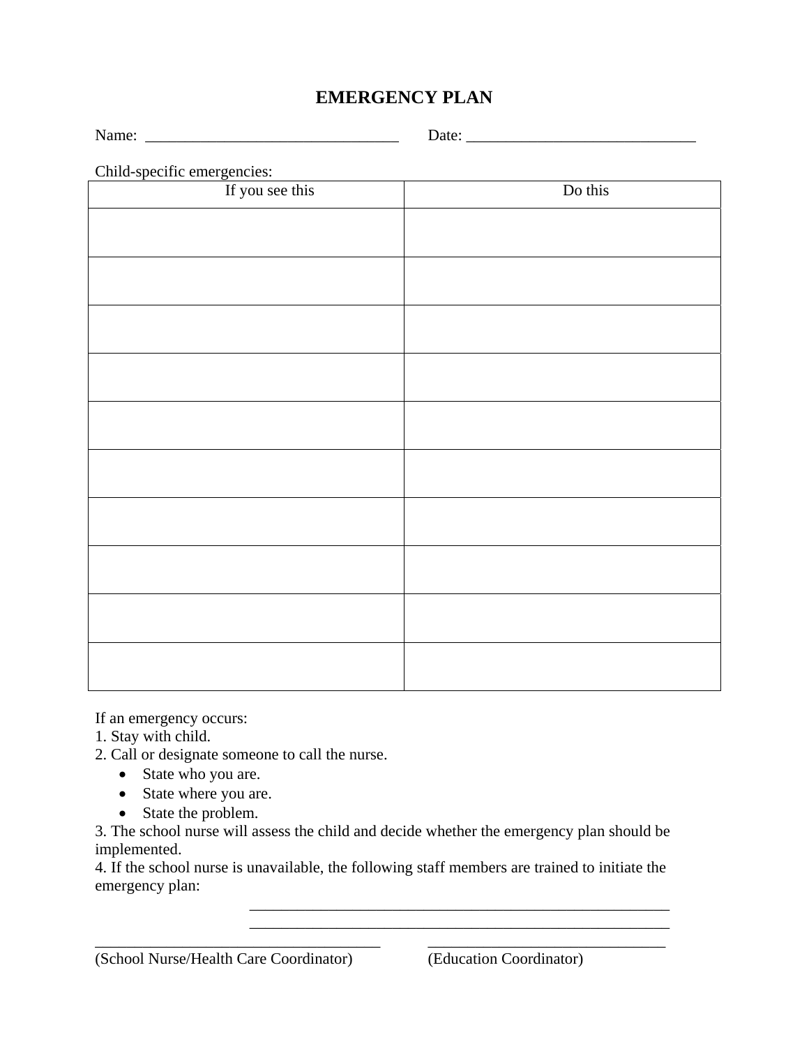# EMERGENCY PLAN

Name: ________________________________ Date: _____________________________

Child-specific emergencies:

| If you see this | Do this |
|---|---|
| | |
| | |
| | |
| | |
| | |
| | |
| | |
| | |
| | |
| | |

If an emergency occurs:
1. Stay with child.
2. Call or designate someone to call the nurse.
   - State who you are.
   - State where you are.
   - State the problem.
3. The school nurse will assess the child and decide whether the emergency plan should be implemented.
4. If the school nurse is unavailable, the following staff members are trained to initiate the emergency plan:

_______________________________________________________

_______________________________________________________

_____________________________________ _______________________________

(School Nurse/Health Care Coordinator) (Education Coordinator)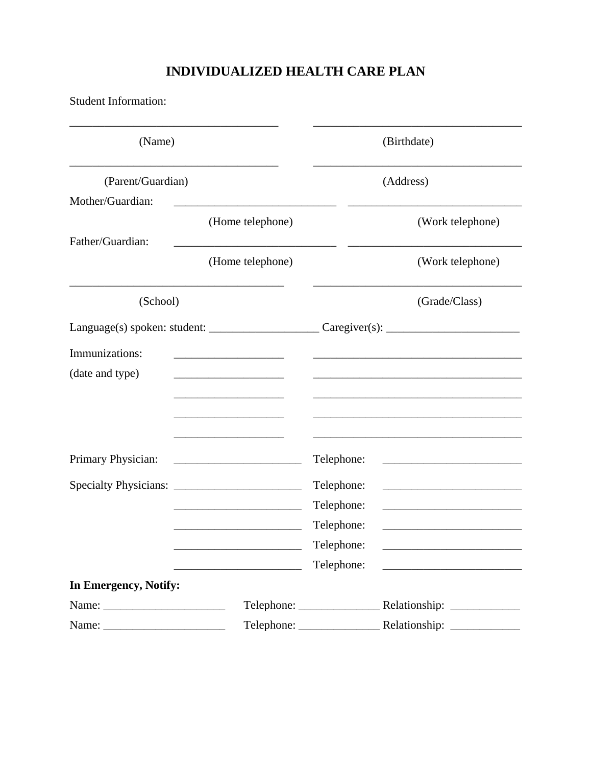# INDIVIDUALIZED HEALTH CARE PLAN

Student Information:

_____________________________________ _____________________________________

(Name) (Birthdate)

_____________________________________ _____________________________________

(Parent/Guardian) (Address)

Mother/Guardian: ____________________________ ______________________________

(Home telephone) (Work telephone)

Father/Guardian: ____________________________ ______________________________

(Home telephone) (Work telephone)

_____________________________________ _____________________________________

(School) (Grade/Class)

Language(s) spoken: student: ___________________ Caregiver(s): _______________________

Immunizations: ___________________ _____________________________________

(date and type) ___________________ _____________________________________

___________________ _____________________________________

___________________ _____________________________________

___________________ _____________________________________

Primary Physician: ______________________ Telephone: ________________________

Specialty Physicians: ______________________ Telephone: ________________________

______________________ Telephone: ________________________

______________________ Telephone: ________________________

______________________ Telephone: ________________________

______________________ Telephone: ________________________

**In Emergency, Notify:**

Name: _____________________ Telephone: ______________ Relationship: ____________

Name: _____________________ Telephone: ______________ Relationship: ____________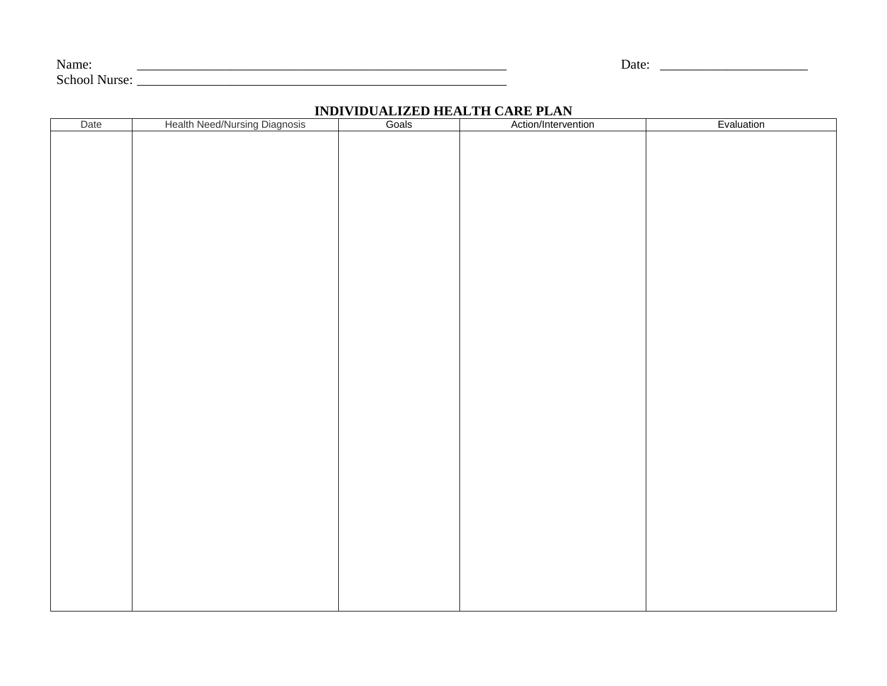Name: ________________________________________________________ Date: ______________________

School Nurse: ________________________________________________________

**INDIVIDUALIZED HEALTH CARE PLAN**

| Date | Health Need/Nursing Diagnosis | Goals | Action/Intervention | Evaluation |
|---|---|---|---|---|
| | | | | |